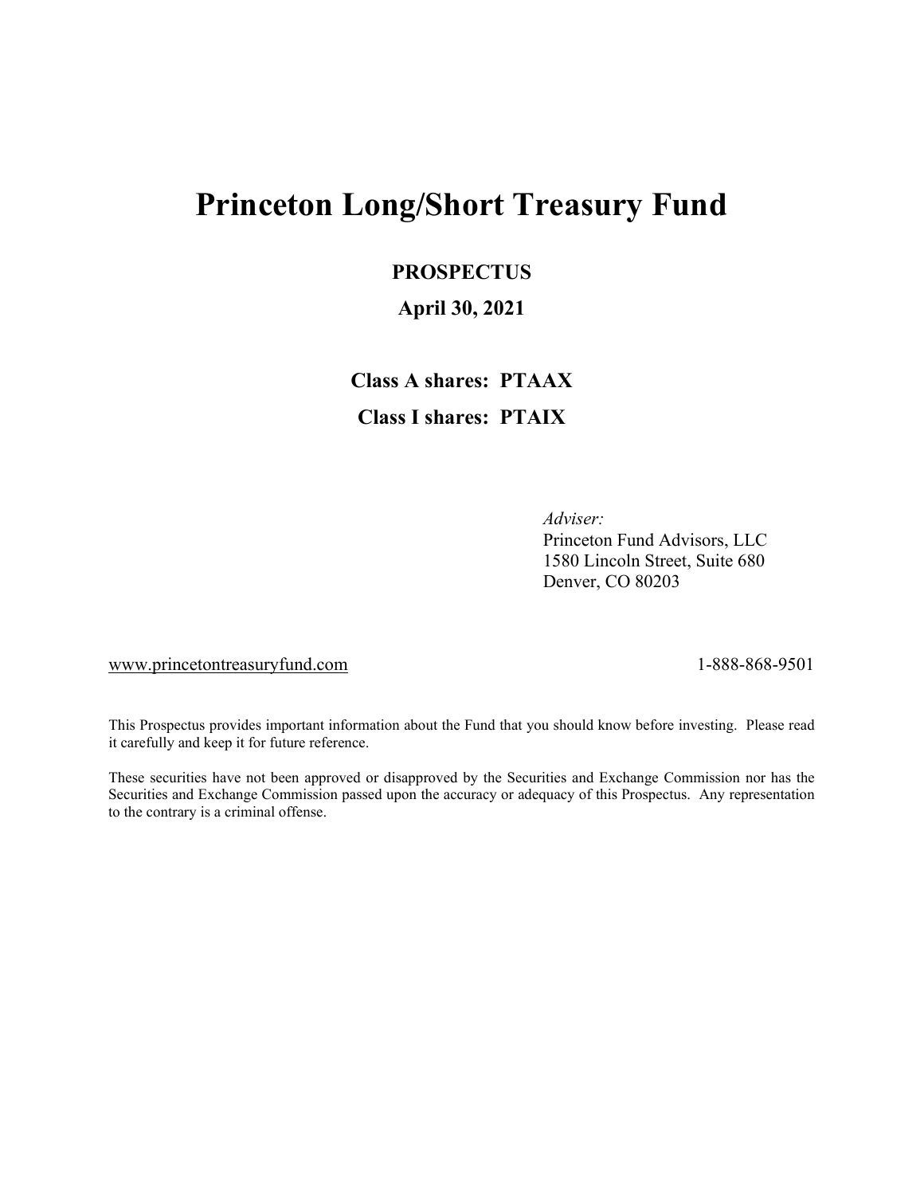# Princeton Long/Short Treasury Fund

**PROSPECTUS**

**April 30, 2021**

**Class A shares: PTAAX**

**Class I shares: PTAIX**

*Adviser:*
Princeton Fund Advisors, LLC
1580 Lincoln Street, Suite 680
Denver, CO 80203

www.princetontreasuryfund.com

1-888-868-9501

This Prospectus provides important information about the Fund that you should know before investing. Please read it carefully and keep it for future reference.

These securities have not been approved or disapproved by the Securities and Exchange Commission nor has the Securities and Exchange Commission passed upon the accuracy or adequacy of this Prospectus. Any representation to the contrary is a criminal offense.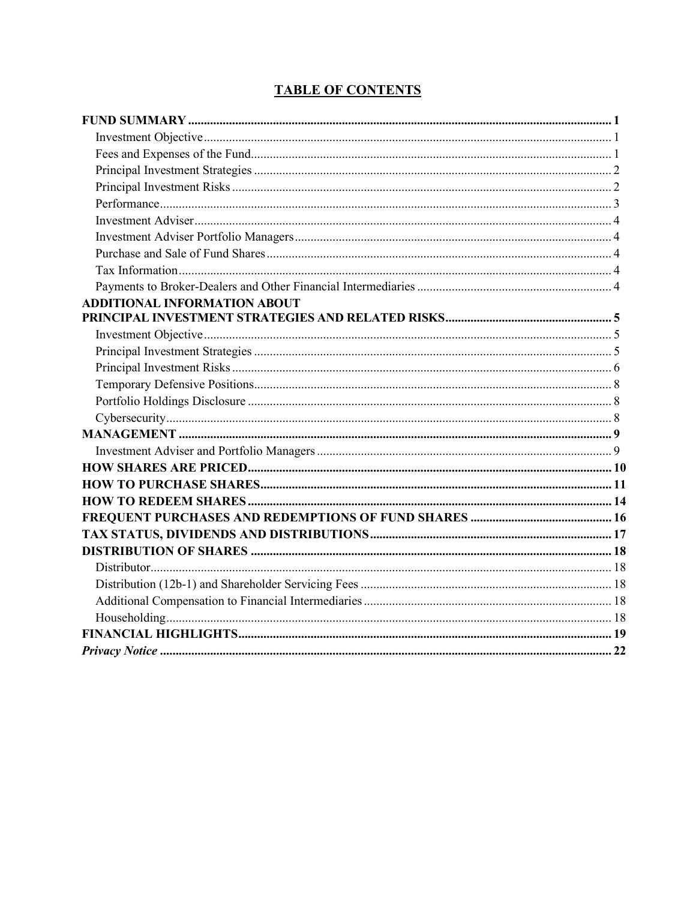# TABLE OF CONTENTS

| | |
|---|---|
| **FUND SUMMARY** | **1** |
| Investment Objective | 1 |
| Fees and Expenses of the Fund | 1 |
| Principal Investment Strategies | 2 |
| Principal Investment Risks | 2 |
| Performance | 3 |
| Investment Adviser | 4 |
| Investment Adviser Portfolio Managers | 4 |
| Purchase and Sale of Fund Shares | 4 |
| Tax Information | 4 |
| Payments to Broker-Dealers and Other Financial Intermediaries | 4 |
| **ADDITIONAL INFORMATION ABOUT PRINCIPAL INVESTMENT STRATEGIES AND RELATED RISKS** | **5** |
| Investment Objective | 5 |
| Principal Investment Strategies | 5 |
| Principal Investment Risks | 6 |
| Temporary Defensive Positions | 8 |
| Portfolio Holdings Disclosure | 8 |
| Cybersecurity | 8 |
| **MANAGEMENT** | **9** |
| Investment Adviser and Portfolio Managers | 9 |
| **HOW SHARES ARE PRICED** | **10** |
| **HOW TO PURCHASE SHARES** | **11** |
| **HOW TO REDEEM SHARES** | **14** |
| **FREQUENT PURCHASES AND REDEMPTIONS OF FUND SHARES** | **16** |
| **TAX STATUS, DIVIDENDS AND DISTRIBUTIONS** | **17** |
| **DISTRIBUTION OF SHARES** | **18** |
| Distributor | 18 |
| Distribution (12b-1) and Shareholder Servicing Fees | 18 |
| Additional Compensation to Financial Intermediaries | 18 |
| Householding | 18 |
| **FINANCIAL HIGHLIGHTS** | **19** |
| ***Privacy Notice*** | **22** |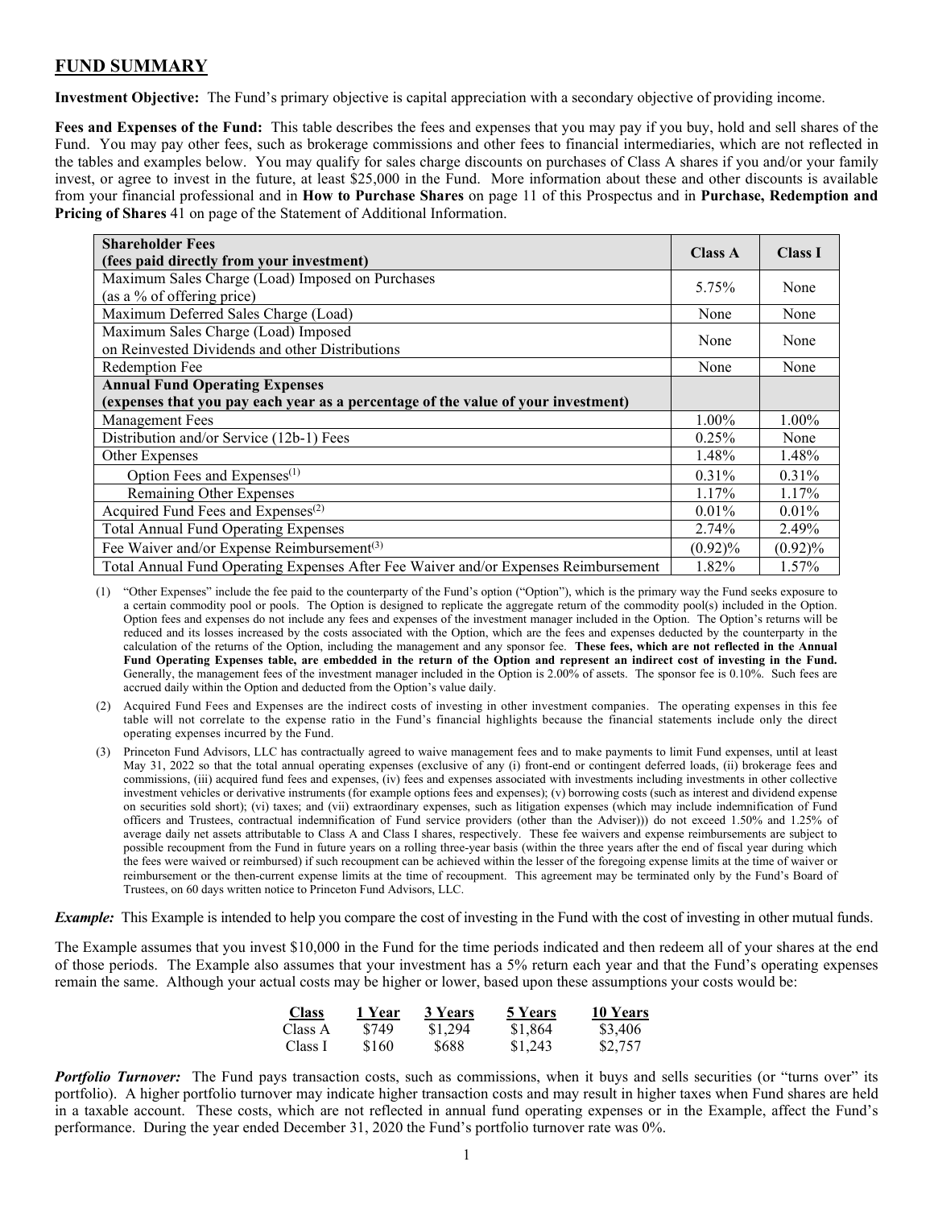## FUND SUMMARY

**Investment Objective:** The Fund's primary objective is capital appreciation with a secondary objective of providing income.

**Fees and Expenses of the Fund:** This table describes the fees and expenses that you may pay if you buy, hold and sell shares of the Fund. You may pay other fees, such as brokerage commissions and other fees to financial intermediaries, which are not reflected in the tables and examples below. You may qualify for sales charge discounts on purchases of Class A shares if you and/or your family invest, or agree to invest in the future, at least $25,000 in the Fund. More information about these and other discounts is available from your financial professional and in **How to Purchase Shares** on page 11 of this Prospectus and in **Purchase, Redemption and Pricing of Shares** 41 on page of the Statement of Additional Information.

| **Shareholder Fees (fees paid directly from your investment)** | **Class A** | **Class I** |
|---|---|---|
| Maximum Sales Charge (Load) Imposed on Purchases (as a % of offering price) | 5.75% | None |
| Maximum Deferred Sales Charge (Load) | None | None |
| Maximum Sales Charge (Load) Imposed on Reinvested Dividends and other Distributions | None | None |
| Redemption Fee | None | None |
| **Annual Fund Operating Expenses (expenses that you pay each year as a percentage of the value of your investment)** | | |
| Management Fees | 1.00% | 1.00% |
| Distribution and/or Service (12b-1) Fees | 0.25% | None |
| Other Expenses | 1.48% | 1.48% |
| Option Fees and Expenses[(1)] | 0.31% | 0.31% |
| Remaining Other Expenses | 1.17% | 1.17% |
| Acquired Fund Fees and Expenses[(2)] | 0.01% | 0.01% |
| Total Annual Fund Operating Expenses | 2.74% | 2.49% |
| Fee Waiver and/or Expense Reimbursement[(3)] | (0.92)% | (0.92)% |
| Total Annual Fund Operating Expenses After Fee Waiver and/or Expenses Reimbursement | 1.82% | 1.57% |

(1) "Other Expenses" include the fee paid to the counterparty of the Fund's option ("Option"), which is the primary way the Fund seeks exposure to a certain commodity pool or pools. The Option is designed to replicate the aggregate return of the commodity pool(s) included in the Option. Option fees and expenses do not include any fees and expenses of the investment manager included in the Option. The Option's returns will be reduced and its losses increased by the costs associated with the Option, which are the fees and expenses deducted by the counterparty in the calculation of the returns of the Option, including the management and any sponsor fee. **These fees, which are not reflected in the Annual Fund Operating Expenses table, are embedded in the return of the Option and represent an indirect cost of investing in the Fund.** Generally, the management fees of the investment manager included in the Option is 2.00% of assets. The sponsor fee is 0.10%. Such fees are accrued daily within the Option and deducted from the Option's value daily.

(2) Acquired Fund Fees and Expenses are the indirect costs of investing in other investment companies. The operating expenses in this fee table will not correlate to the expense ratio in the Fund's financial highlights because the financial statements include only the direct operating expenses incurred by the Fund.

(3) Princeton Fund Advisors, LLC has contractually agreed to waive management fees and to make payments to limit Fund expenses, until at least May 31, 2022 so that the total annual operating expenses (exclusive of any (i) front-end or contingent deferred loads, (ii) brokerage fees and commissions, (iii) acquired fund fees and expenses, (iv) fees and expenses associated with investments including investments in other collective investment vehicles or derivative instruments (for example options fees and expenses); (v) borrowing costs (such as interest and dividend expense on securities sold short); (vi) taxes; and (vii) extraordinary expenses, such as litigation expenses (which may include indemnification of Fund officers and Trustees, contractual indemnification of Fund service providers (other than the Adviser))) do not exceed 1.50% and 1.25% of average daily net assets attributable to Class A and Class I shares, respectively. These fee waivers and expense reimbursements are subject to possible recoupment from the Fund in future years on a rolling three-year basis (within the three years after the end of fiscal year during which the fees were waived or reimbursed) if such recoupment can be achieved within the lesser of the foregoing expense limits at the time of waiver or reimbursement or the then-current expense limits at the time of recoupment. This agreement may be terminated only by the Fund's Board of Trustees, on 60 days written notice to Princeton Fund Advisors, LLC.

***Example:*** This Example is intended to help you compare the cost of investing in the Fund with the cost of investing in other mutual funds.

The Example assumes that you invest $10,000 in the Fund for the time periods indicated and then redeem all of your shares at the end of those periods. The Example also assumes that your investment has a 5% return each year and that the Fund's operating expenses remain the same. Although your actual costs may be higher or lower, based upon these assumptions your costs would be:

| Class | 1 Year | 3 Years | 5 Years | 10 Years |
|---|---|---|---|---|
| Class A | $749 | $1,294 | $1,864 | $3,406 |
| Class I | $160 | $688 | $1,243 | $2,757 |

***Portfolio Turnover:*** The Fund pays transaction costs, such as commissions, when it buys and sells securities (or "turns over" its portfolio). A higher portfolio turnover may indicate higher transaction costs and may result in higher taxes when Fund shares are held in a taxable account. These costs, which are not reflected in annual fund operating expenses or in the Example, affect the Fund's performance. During the year ended December 31, 2020 the Fund's portfolio turnover rate was 0%.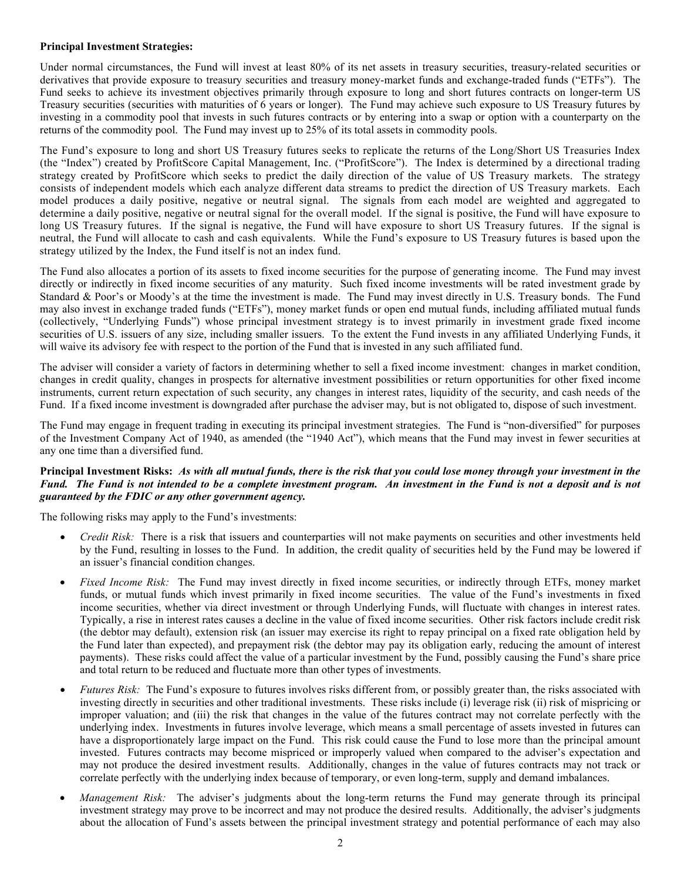**Principal Investment Strategies:**

Under normal circumstances, the Fund will invest at least 80% of its net assets in treasury securities, treasury-related securities or derivatives that provide exposure to treasury securities and treasury money-market funds and exchange-traded funds ("ETFs"). The Fund seeks to achieve its investment objectives primarily through exposure to long and short futures contracts on longer-term US Treasury securities (securities with maturities of 6 years or longer). The Fund may achieve such exposure to US Treasury futures by investing in a commodity pool that invests in such futures contracts or by entering into a swap or option with a counterparty on the returns of the commodity pool. The Fund may invest up to 25% of its total assets in commodity pools.

The Fund's exposure to long and short US Treasury futures seeks to replicate the returns of the Long/Short US Treasuries Index (the "Index") created by ProfitScore Capital Management, Inc. ("ProfitScore"). The Index is determined by a directional trading strategy created by ProfitScore which seeks to predict the daily direction of the value of US Treasury markets. The strategy consists of independent models which each analyze different data streams to predict the direction of US Treasury markets. Each model produces a daily positive, negative or neutral signal. The signals from each model are weighted and aggregated to determine a daily positive, negative or neutral signal for the overall model. If the signal is positive, the Fund will have exposure to long US Treasury futures. If the signal is negative, the Fund will have exposure to short US Treasury futures. If the signal is neutral, the Fund will allocate to cash and cash equivalents. While the Fund's exposure to US Treasury futures is based upon the strategy utilized by the Index, the Fund itself is not an index fund.

The Fund also allocates a portion of its assets to fixed income securities for the purpose of generating income. The Fund may invest directly or indirectly in fixed income securities of any maturity. Such fixed income investments will be rated investment grade by Standard & Poor's or Moody's at the time the investment is made. The Fund may invest directly in U.S. Treasury bonds. The Fund may also invest in exchange traded funds ("ETFs"), money market funds or open end mutual funds, including affiliated mutual funds (collectively, "Underlying Funds") whose principal investment strategy is to invest primarily in investment grade fixed income securities of U.S. issuers of any size, including smaller issuers. To the extent the Fund invests in any affiliated Underlying Funds, it will waive its advisory fee with respect to the portion of the Fund that is invested in any such affiliated fund.

The adviser will consider a variety of factors in determining whether to sell a fixed income investment: changes in market condition, changes in credit quality, changes in prospects for alternative investment possibilities or return opportunities for other fixed income instruments, current return expectation of such security, any changes in interest rates, liquidity of the security, and cash needs of the Fund. If a fixed income investment is downgraded after purchase the adviser may, but is not obligated to, dispose of such investment.

The Fund may engage in frequent trading in executing its principal investment strategies. The Fund is "non-diversified" for purposes of the Investment Company Act of 1940, as amended (the "1940 Act"), which means that the Fund may invest in fewer securities at any one time than a diversified fund.

**Principal Investment Risks:** ***As with all mutual funds, there is the risk that you could lose money through your investment in the Fund. The Fund is not intended to be a complete investment program. An investment in the Fund is not a deposit and is not guaranteed by the FDIC or any other government agency.***

The following risks may apply to the Fund's investments:

- *Credit Risk:* There is a risk that issuers and counterparties will not make payments on securities and other investments held by the Fund, resulting in losses to the Fund. In addition, the credit quality of securities held by the Fund may be lowered if an issuer's financial condition changes.
- *Fixed Income Risk:* The Fund may invest directly in fixed income securities, or indirectly through ETFs, money market funds, or mutual funds which invest primarily in fixed income securities. The value of the Fund's investments in fixed income securities, whether via direct investment or through Underlying Funds, will fluctuate with changes in interest rates. Typically, a rise in interest rates causes a decline in the value of fixed income securities. Other risk factors include credit risk (the debtor may default), extension risk (an issuer may exercise its right to repay principal on a fixed rate obligation held by the Fund later than expected), and prepayment risk (the debtor may pay its obligation early, reducing the amount of interest payments). These risks could affect the value of a particular investment by the Fund, possibly causing the Fund's share price and total return to be reduced and fluctuate more than other types of investments.
- *Futures Risk:* The Fund's exposure to futures involves risks different from, or possibly greater than, the risks associated with investing directly in securities and other traditional investments. These risks include (i) leverage risk (ii) risk of mispricing or improper valuation; and (iii) the risk that changes in the value of the futures contract may not correlate perfectly with the underlying index. Investments in futures involve leverage, which means a small percentage of assets invested in futures can have a disproportionately large impact on the Fund. This risk could cause the Fund to lose more than the principal amount invested. Futures contracts may become mispriced or improperly valued when compared to the adviser's expectation and may not produce the desired investment results. Additionally, changes in the value of futures contracts may not track or correlate perfectly with the underlying index because of temporary, or even long-term, supply and demand imbalances.
- *Management Risk:* The adviser's judgments about the long-term returns the Fund may generate through its principal investment strategy may prove to be incorrect and may not produce the desired results. Additionally, the adviser's judgments about the allocation of Fund's assets between the principal investment strategy and potential performance of each may also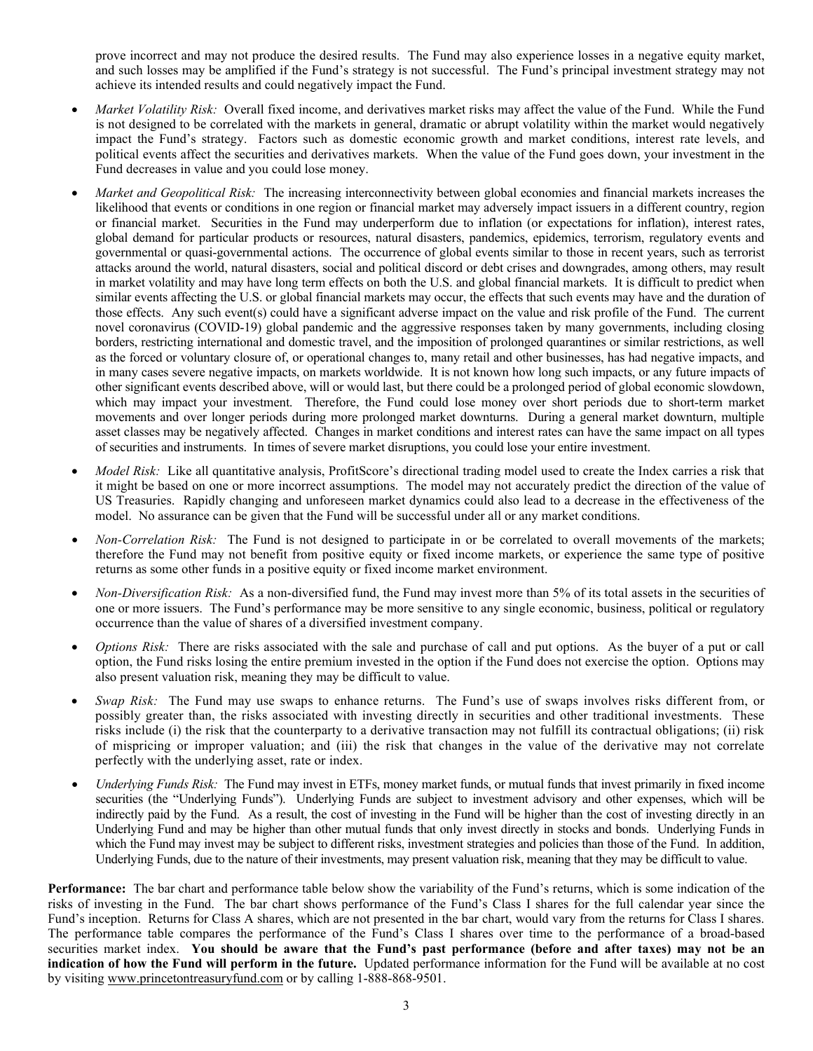prove incorrect and may not produce the desired results. The Fund may also experience losses in a negative equity market, and such losses may be amplified if the Fund's strategy is not successful. The Fund's principal investment strategy may not achieve its intended results and could negatively impact the Fund.

- *Market Volatility Risk:* Overall fixed income, and derivatives market risks may affect the value of the Fund. While the Fund is not designed to be correlated with the markets in general, dramatic or abrupt volatility within the market would negatively impact the Fund's strategy. Factors such as domestic economic growth and market conditions, interest rate levels, and political events affect the securities and derivatives markets. When the value of the Fund goes down, your investment in the Fund decreases in value and you could lose money.
- *Market and Geopolitical Risk:* The increasing interconnectivity between global economies and financial markets increases the likelihood that events or conditions in one region or financial market may adversely impact issuers in a different country, region or financial market. Securities in the Fund may underperform due to inflation (or expectations for inflation), interest rates, global demand for particular products or resources, natural disasters, pandemics, epidemics, terrorism, regulatory events and governmental or quasi-governmental actions. The occurrence of global events similar to those in recent years, such as terrorist attacks around the world, natural disasters, social and political discord or debt crises and downgrades, among others, may result in market volatility and may have long term effects on both the U.S. and global financial markets. It is difficult to predict when similar events affecting the U.S. or global financial markets may occur, the effects that such events may have and the duration of those effects. Any such event(s) could have a significant adverse impact on the value and risk profile of the Fund. The current novel coronavirus (COVID-19) global pandemic and the aggressive responses taken by many governments, including closing borders, restricting international and domestic travel, and the imposition of prolonged quarantines or similar restrictions, as well as the forced or voluntary closure of, or operational changes to, many retail and other businesses, has had negative impacts, and in many cases severe negative impacts, on markets worldwide. It is not known how long such impacts, or any future impacts of other significant events described above, will or would last, but there could be a prolonged period of global economic slowdown, which may impact your investment. Therefore, the Fund could lose money over short periods due to short-term market movements and over longer periods during more prolonged market downturns. During a general market downturn, multiple asset classes may be negatively affected. Changes in market conditions and interest rates can have the same impact on all types of securities and instruments. In times of severe market disruptions, you could lose your entire investment.
- *Model Risk:* Like all quantitative analysis, ProfitScore's directional trading model used to create the Index carries a risk that it might be based on one or more incorrect assumptions. The model may not accurately predict the direction of the value of US Treasuries. Rapidly changing and unforeseen market dynamics could also lead to a decrease in the effectiveness of the model. No assurance can be given that the Fund will be successful under all or any market conditions.
- *Non-Correlation Risk:* The Fund is not designed to participate in or be correlated to overall movements of the markets; therefore the Fund may not benefit from positive equity or fixed income markets, or experience the same type of positive returns as some other funds in a positive equity or fixed income market environment.
- *Non-Diversification Risk:* As a non-diversified fund, the Fund may invest more than 5% of its total assets in the securities of one or more issuers. The Fund's performance may be more sensitive to any single economic, business, political or regulatory occurrence than the value of shares of a diversified investment company.
- *Options Risk:* There are risks associated with the sale and purchase of call and put options. As the buyer of a put or call option, the Fund risks losing the entire premium invested in the option if the Fund does not exercise the option. Options may also present valuation risk, meaning they may be difficult to value.
- *Swap Risk:* The Fund may use swaps to enhance returns. The Fund's use of swaps involves risks different from, or possibly greater than, the risks associated with investing directly in securities and other traditional investments. These risks include (i) the risk that the counterparty to a derivative transaction may not fulfill its contractual obligations; (ii) risk of mispricing or improper valuation; and (iii) the risk that changes in the value of the derivative may not correlate perfectly with the underlying asset, rate or index.
- *Underlying Funds Risk:* The Fund may invest in ETFs, money market funds, or mutual funds that invest primarily in fixed income securities (the "Underlying Funds"). Underlying Funds are subject to investment advisory and other expenses, which will be indirectly paid by the Fund. As a result, the cost of investing in the Fund will be higher than the cost of investing directly in an Underlying Fund and may be higher than other mutual funds that only invest directly in stocks and bonds. Underlying Funds in which the Fund may invest may be subject to different risks, investment strategies and policies than those of the Fund. In addition, Underlying Funds, due to the nature of their investments, may present valuation risk, meaning that they may be difficult to value.

**Performance:** The bar chart and performance table below show the variability of the Fund's returns, which is some indication of the risks of investing in the Fund. The bar chart shows performance of the Fund's Class I shares for the full calendar year since the Fund's inception. Returns for Class A shares, which are not presented in the bar chart, would vary from the returns for Class I shares. The performance table compares the performance of the Fund's Class I shares over time to the performance of a broad-based securities market index. **You should be aware that the Fund's past performance (before and after taxes) may not be an indication of how the Fund will perform in the future.** Updated performance information for the Fund will be available at no cost by visiting www.princetontreasuryfund.com or by calling 1-888-868-9501.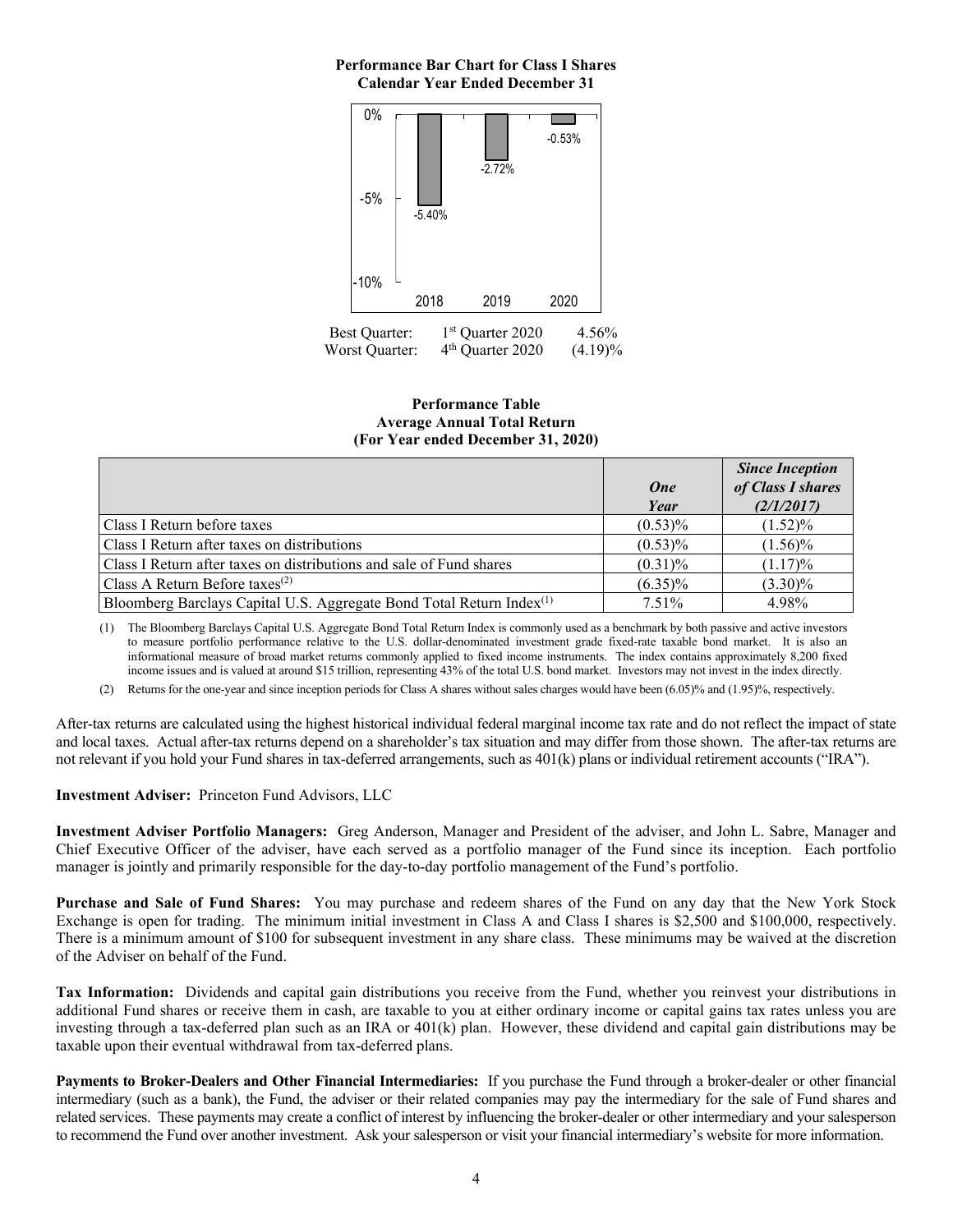**Performance Bar Chart for Class I Shares**
**Calendar Year Ended December 31**

| 2018 | 2019 | 2020 |
|---|---|---|
| -5.40% | -2.72% | -0.53% |

| | | |
|---|---|---|
| Best Quarter: | 1st Quarter 2020 | 4.56% |
| Worst Quarter: | 4th Quarter 2020 | (4.19)% |

**Performance Table**
**Average Annual Total Return**
**(For Year ended December 31, 2020)**

| | ***One Year*** | ***Since Inception of Class I shares (2/1/2017)*** |
|---|---|---|
| Class I Return before taxes | (0.53)% | (1.52)% |
| Class I Return after taxes on distributions | (0.53)% | (1.56)% |
| Class I Return after taxes on distributions and sale of Fund shares | (0.31)% | (1.17)% |
| Class A Return Before taxes[2] | (6.35)% | (3.30)% |
| Bloomberg Barclays Capital U.S. Aggregate Bond Total Return Index[1] | 7.51% | 4.98% |

(1) The Bloomberg Barclays Capital U.S. Aggregate Bond Total Return Index is commonly used as a benchmark by both passive and active investors to measure portfolio performance relative to the U.S. dollar-denominated investment grade fixed-rate taxable bond market. It is also an informational measure of broad market returns commonly applied to fixed income instruments. The index contains approximately 8,200 fixed income issues and is valued at around $15 trillion, representing 43% of the total U.S. bond market. Investors may not invest in the index directly.

(2) Returns for the one-year and since inception periods for Class A shares without sales charges would have been (6.05)% and (1.95)%, respectively.

After-tax returns are calculated using the highest historical individual federal marginal income tax rate and do not reflect the impact of state and local taxes. Actual after-tax returns depend on a shareholder's tax situation and may differ from those shown. The after-tax returns are not relevant if you hold your Fund shares in tax-deferred arrangements, such as 401(k) plans or individual retirement accounts ("IRA").

**Investment Adviser:** Princeton Fund Advisors, LLC

**Investment Adviser Portfolio Managers:** Greg Anderson, Manager and President of the adviser, and John L. Sabre, Manager and Chief Executive Officer of the adviser, have each served as a portfolio manager of the Fund since its inception. Each portfolio manager is jointly and primarily responsible for the day-to-day portfolio management of the Fund's portfolio.

**Purchase and Sale of Fund Shares:** You may purchase and redeem shares of the Fund on any day that the New York Stock Exchange is open for trading. The minimum initial investment in Class A and Class I shares is $2,500 and $100,000, respectively. There is a minimum amount of $100 for subsequent investment in any share class. These minimums may be waived at the discretion of the Adviser on behalf of the Fund.

**Tax Information:** Dividends and capital gain distributions you receive from the Fund, whether you reinvest your distributions in additional Fund shares or receive them in cash, are taxable to you at either ordinary income or capital gains tax rates unless you are investing through a tax-deferred plan such as an IRA or 401(k) plan. However, these dividend and capital gain distributions may be taxable upon their eventual withdrawal from tax-deferred plans.

**Payments to Broker-Dealers and Other Financial Intermediaries:** If you purchase the Fund through a broker-dealer or other financial intermediary (such as a bank), the Fund, the adviser or their related companies may pay the intermediary for the sale of Fund shares and related services. These payments may create a conflict of interest by influencing the broker-dealer or other intermediary and your salesperson to recommend the Fund over another investment. Ask your salesperson or visit your financial intermediary's website for more information.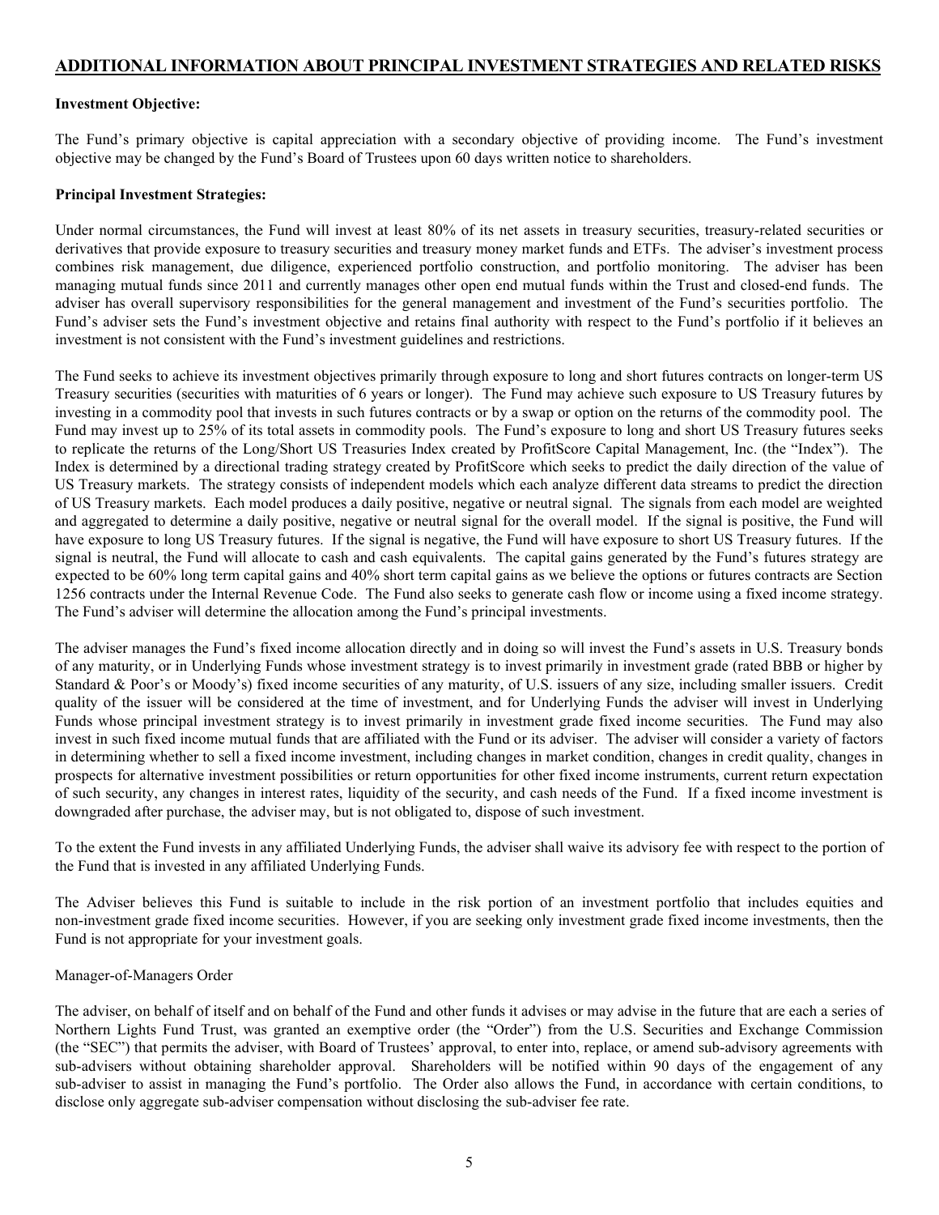## ADDITIONAL INFORMATION ABOUT PRINCIPAL INVESTMENT STRATEGIES AND RELATED RISKS

**Investment Objective:**

The Fund's primary objective is capital appreciation with a secondary objective of providing income. The Fund's investment objective may be changed by the Fund's Board of Trustees upon 60 days written notice to shareholders.

**Principal Investment Strategies:**

Under normal circumstances, the Fund will invest at least 80% of its net assets in treasury securities, treasury-related securities or derivatives that provide exposure to treasury securities and treasury money market funds and ETFs. The adviser's investment process combines risk management, due diligence, experienced portfolio construction, and portfolio monitoring. The adviser has been managing mutual funds since 2011 and currently manages other open end mutual funds within the Trust and closed-end funds. The adviser has overall supervisory responsibilities for the general management and investment of the Fund's securities portfolio. The Fund's adviser sets the Fund's investment objective and retains final authority with respect to the Fund's portfolio if it believes an investment is not consistent with the Fund's investment guidelines and restrictions.

The Fund seeks to achieve its investment objectives primarily through exposure to long and short futures contracts on longer-term US Treasury securities (securities with maturities of 6 years or longer). The Fund may achieve such exposure to US Treasury futures by investing in a commodity pool that invests in such futures contracts or by a swap or option on the returns of the commodity pool. The Fund may invest up to 25% of its total assets in commodity pools. The Fund's exposure to long and short US Treasury futures seeks to replicate the returns of the Long/Short US Treasuries Index created by ProfitScore Capital Management, Inc. (the "Index"). The Index is determined by a directional trading strategy created by ProfitScore which seeks to predict the daily direction of the value of US Treasury markets. The strategy consists of independent models which each analyze different data streams to predict the direction of US Treasury markets. Each model produces a daily positive, negative or neutral signal. The signals from each model are weighted and aggregated to determine a daily positive, negative or neutral signal for the overall model. If the signal is positive, the Fund will have exposure to long US Treasury futures. If the signal is negative, the Fund will have exposure to short US Treasury futures. If the signal is neutral, the Fund will allocate to cash and cash equivalents. The capital gains generated by the Fund's futures strategy are expected to be 60% long term capital gains and 40% short term capital gains as we believe the options or futures contracts are Section 1256 contracts under the Internal Revenue Code. The Fund also seeks to generate cash flow or income using a fixed income strategy. The Fund's adviser will determine the allocation among the Fund's principal investments.

The adviser manages the Fund's fixed income allocation directly and in doing so will invest the Fund's assets in U.S. Treasury bonds of any maturity, or in Underlying Funds whose investment strategy is to invest primarily in investment grade (rated BBB or higher by Standard & Poor's or Moody's) fixed income securities of any maturity, of U.S. issuers of any size, including smaller issuers. Credit quality of the issuer will be considered at the time of investment, and for Underlying Funds the adviser will invest in Underlying Funds whose principal investment strategy is to invest primarily in investment grade fixed income securities. The Fund may also invest in such fixed income mutual funds that are affiliated with the Fund or its adviser. The adviser will consider a variety of factors in determining whether to sell a fixed income investment, including changes in market condition, changes in credit quality, changes in prospects for alternative investment possibilities or return opportunities for other fixed income instruments, current return expectation of such security, any changes in interest rates, liquidity of the security, and cash needs of the Fund. If a fixed income investment is downgraded after purchase, the adviser may, but is not obligated to, dispose of such investment.

To the extent the Fund invests in any affiliated Underlying Funds, the adviser shall waive its advisory fee with respect to the portion of the Fund that is invested in any affiliated Underlying Funds.

The Adviser believes this Fund is suitable to include in the risk portion of an investment portfolio that includes equities and non-investment grade fixed income securities. However, if you are seeking only investment grade fixed income investments, then the Fund is not appropriate for your investment goals.

Manager-of-Managers Order

The adviser, on behalf of itself and on behalf of the Fund and other funds it advises or may advise in the future that are each a series of Northern Lights Fund Trust, was granted an exemptive order (the "Order") from the U.S. Securities and Exchange Commission (the "SEC") that permits the adviser, with Board of Trustees' approval, to enter into, replace, or amend sub-advisory agreements with sub-advisers without obtaining shareholder approval. Shareholders will be notified within 90 days of the engagement of any sub-adviser to assist in managing the Fund's portfolio. The Order also allows the Fund, in accordance with certain conditions, to disclose only aggregate sub-adviser compensation without disclosing the sub-adviser fee rate.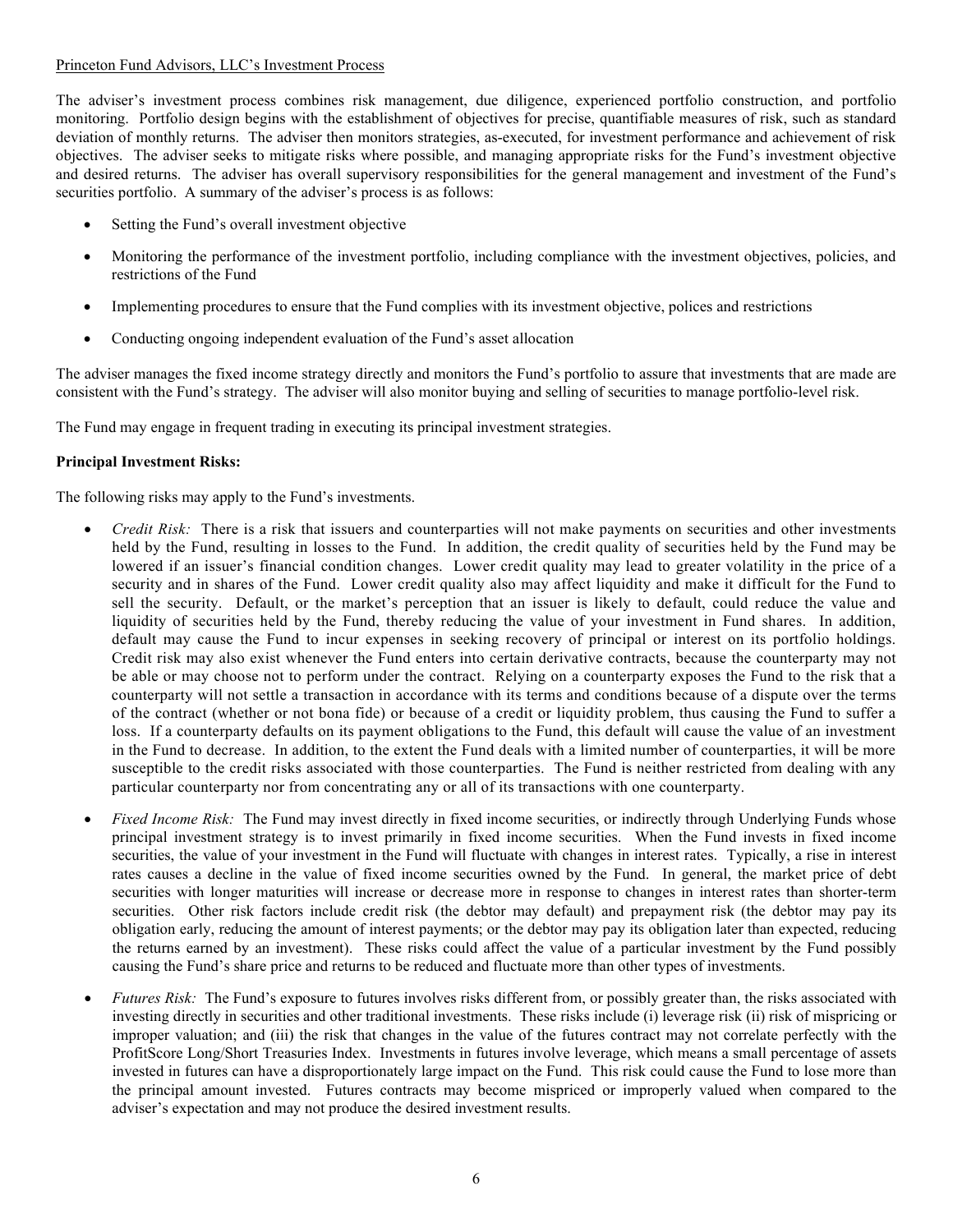Princeton Fund Advisors, LLC's Investment Process

The adviser's investment process combines risk management, due diligence, experienced portfolio construction, and portfolio monitoring. Portfolio design begins with the establishment of objectives for precise, quantifiable measures of risk, such as standard deviation of monthly returns. The adviser then monitors strategies, as-executed, for investment performance and achievement of risk objectives. The adviser seeks to mitigate risks where possible, and managing appropriate risks for the Fund's investment objective and desired returns. The adviser has overall supervisory responsibilities for the general management and investment of the Fund's securities portfolio. A summary of the adviser's process is as follows:

- Setting the Fund's overall investment objective
- Monitoring the performance of the investment portfolio, including compliance with the investment objectives, policies, and restrictions of the Fund
- Implementing procedures to ensure that the Fund complies with its investment objective, polices and restrictions
- Conducting ongoing independent evaluation of the Fund's asset allocation

The adviser manages the fixed income strategy directly and monitors the Fund's portfolio to assure that investments that are made are consistent with the Fund's strategy. The adviser will also monitor buying and selling of securities to manage portfolio-level risk.

The Fund may engage in frequent trading in executing its principal investment strategies.

**Principal Investment Risks:**

The following risks may apply to the Fund's investments.

- *Credit Risk:* There is a risk that issuers and counterparties will not make payments on securities and other investments held by the Fund, resulting in losses to the Fund. In addition, the credit quality of securities held by the Fund may be lowered if an issuer's financial condition changes. Lower credit quality may lead to greater volatility in the price of a security and in shares of the Fund. Lower credit quality also may affect liquidity and make it difficult for the Fund to sell the security. Default, or the market's perception that an issuer is likely to default, could reduce the value and liquidity of securities held by the Fund, thereby reducing the value of your investment in Fund shares. In addition, default may cause the Fund to incur expenses in seeking recovery of principal or interest on its portfolio holdings. Credit risk may also exist whenever the Fund enters into certain derivative contracts, because the counterparty may not be able or may choose not to perform under the contract. Relying on a counterparty exposes the Fund to the risk that a counterparty will not settle a transaction in accordance with its terms and conditions because of a dispute over the terms of the contract (whether or not bona fide) or because of a credit or liquidity problem, thus causing the Fund to suffer a loss. If a counterparty defaults on its payment obligations to the Fund, this default will cause the value of an investment in the Fund to decrease. In addition, to the extent the Fund deals with a limited number of counterparties, it will be more susceptible to the credit risks associated with those counterparties. The Fund is neither restricted from dealing with any particular counterparty nor from concentrating any or all of its transactions with one counterparty.

- *Fixed Income Risk:* The Fund may invest directly in fixed income securities, or indirectly through Underlying Funds whose principal investment strategy is to invest primarily in fixed income securities. When the Fund invests in fixed income securities, the value of your investment in the Fund will fluctuate with changes in interest rates. Typically, a rise in interest rates causes a decline in the value of fixed income securities owned by the Fund. In general, the market price of debt securities with longer maturities will increase or decrease more in response to changes in interest rates than shorter-term securities. Other risk factors include credit risk (the debtor may default) and prepayment risk (the debtor may pay its obligation early, reducing the amount of interest payments; or the debtor may pay its obligation later than expected, reducing the returns earned by an investment). These risks could affect the value of a particular investment by the Fund possibly causing the Fund's share price and returns to be reduced and fluctuate more than other types of investments.

- *Futures Risk:* The Fund's exposure to futures involves risks different from, or possibly greater than, the risks associated with investing directly in securities and other traditional investments. These risks include (i) leverage risk (ii) risk of mispricing or improper valuation; and (iii) the risk that changes in the value of the futures contract may not correlate perfectly with the ProfitScore Long/Short Treasuries Index. Investments in futures involve leverage, which means a small percentage of assets invested in futures can have a disproportionately large impact on the Fund. This risk could cause the Fund to lose more than the principal amount invested. Futures contracts may become mispriced or improperly valued when compared to the adviser's expectation and may not produce the desired investment results.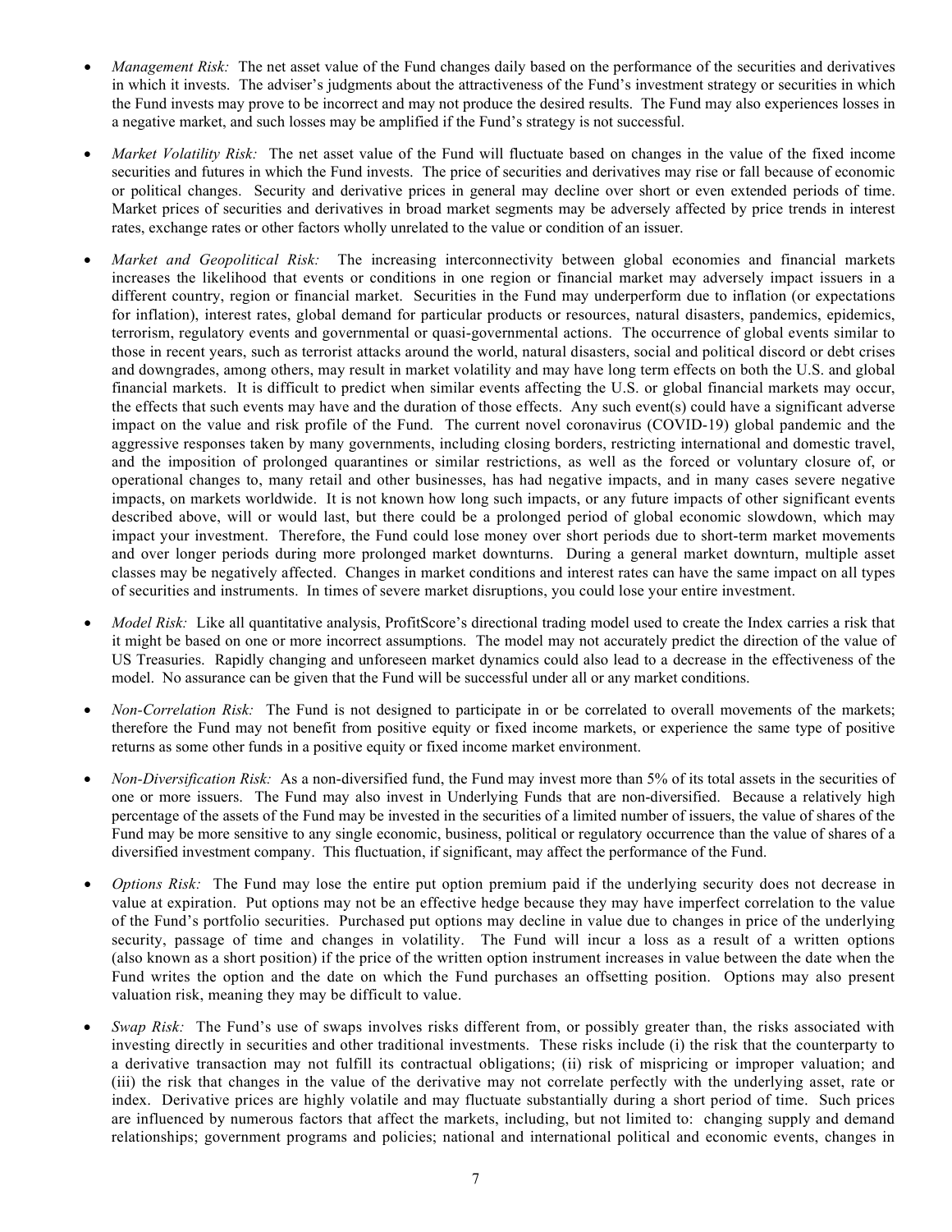- *Management Risk:* The net asset value of the Fund changes daily based on the performance of the securities and derivatives in which it invests. The adviser's judgments about the attractiveness of the Fund's investment strategy or securities in which the Fund invests may prove to be incorrect and may not produce the desired results. The Fund may also experiences losses in a negative market, and such losses may be amplified if the Fund's strategy is not successful.

- *Market Volatility Risk:* The net asset value of the Fund will fluctuate based on changes in the value of the fixed income securities and futures in which the Fund invests. The price of securities and derivatives may rise or fall because of economic or political changes. Security and derivative prices in general may decline over short or even extended periods of time. Market prices of securities and derivatives in broad market segments may be adversely affected by price trends in interest rates, exchange rates or other factors wholly unrelated to the value or condition of an issuer.

- *Market and Geopolitical Risk:* The increasing interconnectivity between global economies and financial markets increases the likelihood that events or conditions in one region or financial market may adversely impact issuers in a different country, region or financial market. Securities in the Fund may underperform due to inflation (or expectations for inflation), interest rates, global demand for particular products or resources, natural disasters, pandemics, epidemics, terrorism, regulatory events and governmental or quasi-governmental actions. The occurrence of global events similar to those in recent years, such as terrorist attacks around the world, natural disasters, social and political discord or debt crises and downgrades, among others, may result in market volatility and may have long term effects on both the U.S. and global financial markets. It is difficult to predict when similar events affecting the U.S. or global financial markets may occur, the effects that such events may have and the duration of those effects. Any such event(s) could have a significant adverse impact on the value and risk profile of the Fund. The current novel coronavirus (COVID-19) global pandemic and the aggressive responses taken by many governments, including closing borders, restricting international and domestic travel, and the imposition of prolonged quarantines or similar restrictions, as well as the forced or voluntary closure of, or operational changes to, many retail and other businesses, has had negative impacts, and in many cases severe negative impacts, on markets worldwide. It is not known how long such impacts, or any future impacts of other significant events described above, will or would last, but there could be a prolonged period of global economic slowdown, which may impact your investment. Therefore, the Fund could lose money over short periods due to short-term market movements and over longer periods during more prolonged market downturns. During a general market downturn, multiple asset classes may be negatively affected. Changes in market conditions and interest rates can have the same impact on all types of securities and instruments. In times of severe market disruptions, you could lose your entire investment.

- *Model Risk:* Like all quantitative analysis, ProfitScore's directional trading model used to create the Index carries a risk that it might be based on one or more incorrect assumptions. The model may not accurately predict the direction of the value of US Treasuries. Rapidly changing and unforeseen market dynamics could also lead to a decrease in the effectiveness of the model. No assurance can be given that the Fund will be successful under all or any market conditions.

- *Non-Correlation Risk:* The Fund is not designed to participate in or be correlated to overall movements of the markets; therefore the Fund may not benefit from positive equity or fixed income markets, or experience the same type of positive returns as some other funds in a positive equity or fixed income market environment.

- *Non-Diversification Risk:* As a non-diversified fund, the Fund may invest more than 5% of its total assets in the securities of one or more issuers. The Fund may also invest in Underlying Funds that are non-diversified. Because a relatively high percentage of the assets of the Fund may be invested in the securities of a limited number of issuers, the value of shares of the Fund may be more sensitive to any single economic, business, political or regulatory occurrence than the value of shares of a diversified investment company. This fluctuation, if significant, may affect the performance of the Fund.

- *Options Risk:* The Fund may lose the entire put option premium paid if the underlying security does not decrease in value at expiration. Put options may not be an effective hedge because they may have imperfect correlation to the value of the Fund's portfolio securities. Purchased put options may decline in value due to changes in price of the underlying security, passage of time and changes in volatility. The Fund will incur a loss as a result of a written options (also known as a short position) if the price of the written option instrument increases in value between the date when the Fund writes the option and the date on which the Fund purchases an offsetting position. Options may also present valuation risk, meaning they may be difficult to value.

- *Swap Risk:* The Fund's use of swaps involves risks different from, or possibly greater than, the risks associated with investing directly in securities and other traditional investments. These risks include (i) the risk that the counterparty to a derivative transaction may not fulfill its contractual obligations; (ii) risk of mispricing or improper valuation; and (iii) the risk that changes in the value of the derivative may not correlate perfectly with the underlying asset, rate or index. Derivative prices are highly volatile and may fluctuate substantially during a short period of time. Such prices are influenced by numerous factors that affect the markets, including, but not limited to: changing supply and demand relationships; government programs and policies; national and international political and economic events, changes in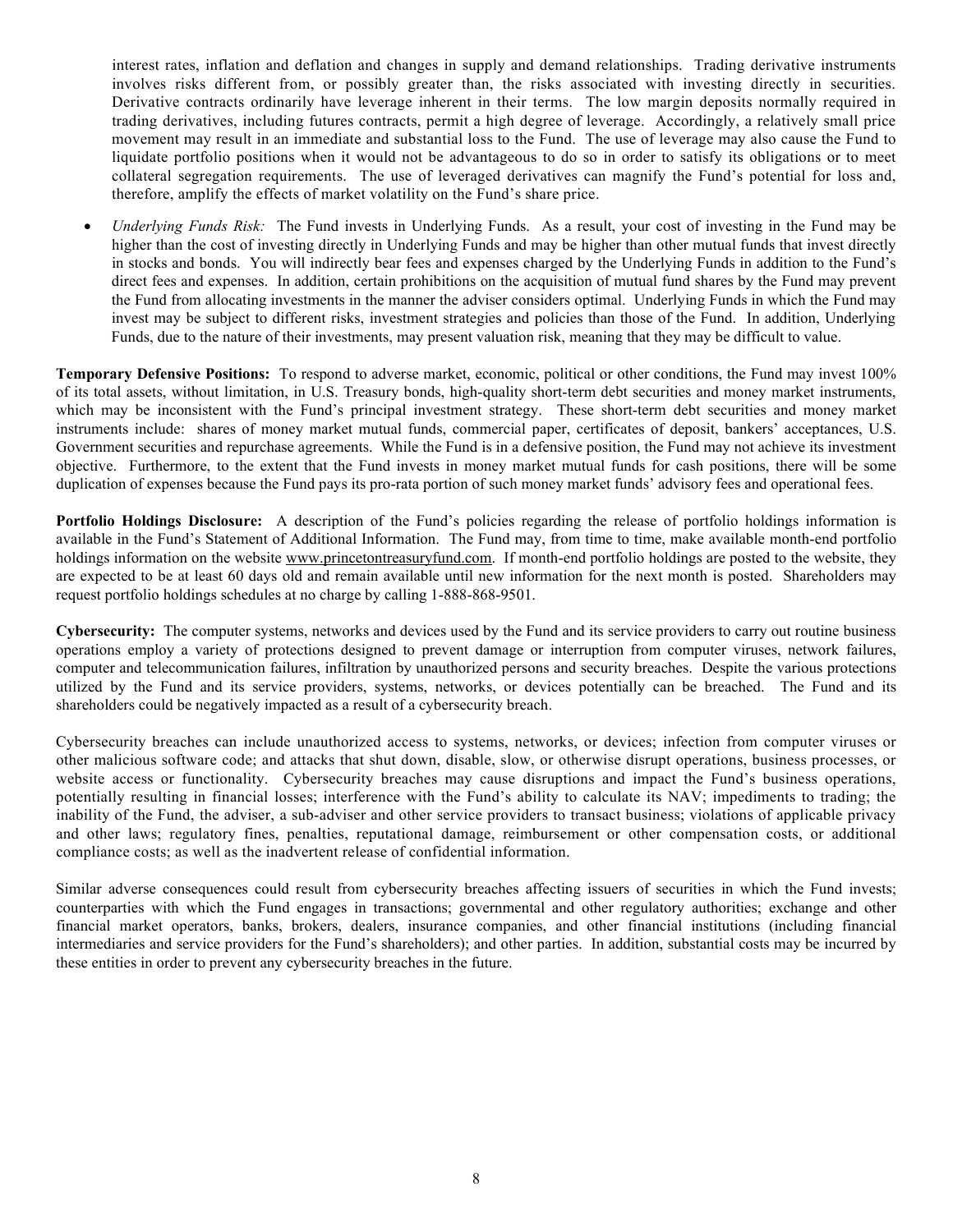interest rates, inflation and deflation and changes in supply and demand relationships. Trading derivative instruments involves risks different from, or possibly greater than, the risks associated with investing directly in securities. Derivative contracts ordinarily have leverage inherent in their terms. The low margin deposits normally required in trading derivatives, including futures contracts, permit a high degree of leverage. Accordingly, a relatively small price movement may result in an immediate and substantial loss to the Fund. The use of leverage may also cause the Fund to liquidate portfolio positions when it would not be advantageous to do so in order to satisfy its obligations or to meet collateral segregation requirements. The use of leveraged derivatives can magnify the Fund's potential for loss and, therefore, amplify the effects of market volatility on the Fund's share price.

- *Underlying Funds Risk:* The Fund invests in Underlying Funds. As a result, your cost of investing in the Fund may be higher than the cost of investing directly in Underlying Funds and may be higher than other mutual funds that invest directly in stocks and bonds. You will indirectly bear fees and expenses charged by the Underlying Funds in addition to the Fund's direct fees and expenses. In addition, certain prohibitions on the acquisition of mutual fund shares by the Fund may prevent the Fund from allocating investments in the manner the adviser considers optimal. Underlying Funds in which the Fund may invest may be subject to different risks, investment strategies and policies than those of the Fund. In addition, Underlying Funds, due to the nature of their investments, may present valuation risk, meaning that they may be difficult to value.

**Temporary Defensive Positions:** To respond to adverse market, economic, political or other conditions, the Fund may invest 100% of its total assets, without limitation, in U.S. Treasury bonds, high-quality short-term debt securities and money market instruments, which may be inconsistent with the Fund's principal investment strategy. These short-term debt securities and money market instruments include: shares of money market mutual funds, commercial paper, certificates of deposit, bankers' acceptances, U.S. Government securities and repurchase agreements. While the Fund is in a defensive position, the Fund may not achieve its investment objective. Furthermore, to the extent that the Fund invests in money market mutual funds for cash positions, there will be some duplication of expenses because the Fund pays its pro-rata portion of such money market funds' advisory fees and operational fees.

**Portfolio Holdings Disclosure:** A description of the Fund's policies regarding the release of portfolio holdings information is available in the Fund's Statement of Additional Information. The Fund may, from time to time, make available month-end portfolio holdings information on the website www.princetontreasuryfund.com. If month-end portfolio holdings are posted to the website, they are expected to be at least 60 days old and remain available until new information for the next month is posted. Shareholders may request portfolio holdings schedules at no charge by calling 1-888-868-9501.

**Cybersecurity:** The computer systems, networks and devices used by the Fund and its service providers to carry out routine business operations employ a variety of protections designed to prevent damage or interruption from computer viruses, network failures, computer and telecommunication failures, infiltration by unauthorized persons and security breaches. Despite the various protections utilized by the Fund and its service providers, systems, networks, or devices potentially can be breached. The Fund and its shareholders could be negatively impacted as a result of a cybersecurity breach.

Cybersecurity breaches can include unauthorized access to systems, networks, or devices; infection from computer viruses or other malicious software code; and attacks that shut down, disable, slow, or otherwise disrupt operations, business processes, or website access or functionality. Cybersecurity breaches may cause disruptions and impact the Fund's business operations, potentially resulting in financial losses; interference with the Fund's ability to calculate its NAV; impediments to trading; the inability of the Fund, the adviser, a sub-adviser and other service providers to transact business; violations of applicable privacy and other laws; regulatory fines, penalties, reputational damage, reimbursement or other compensation costs, or additional compliance costs; as well as the inadvertent release of confidential information.

Similar adverse consequences could result from cybersecurity breaches affecting issuers of securities in which the Fund invests; counterparties with which the Fund engages in transactions; governmental and other regulatory authorities; exchange and other financial market operators, banks, brokers, dealers, insurance companies, and other financial institutions (including financial intermediaries and service providers for the Fund's shareholders); and other parties. In addition, substantial costs may be incurred by these entities in order to prevent any cybersecurity breaches in the future.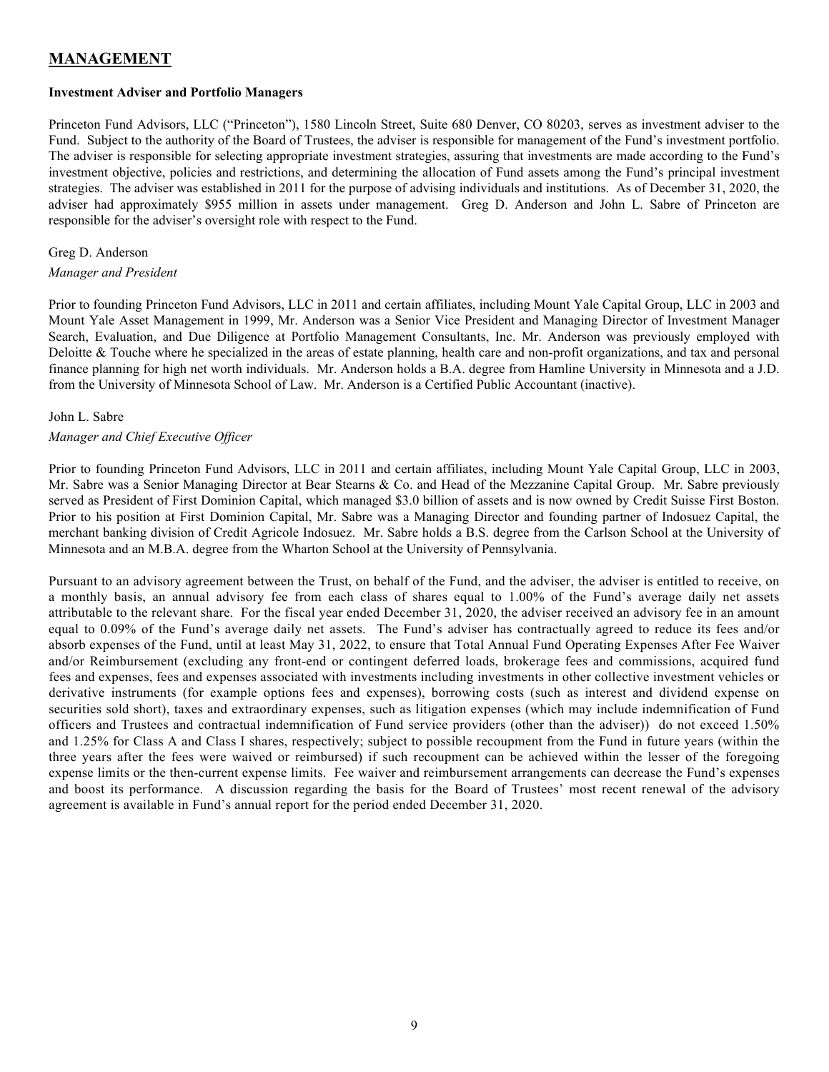# MANAGEMENT

**Investment Adviser and Portfolio Managers**

Princeton Fund Advisors, LLC ("Princeton"), 1580 Lincoln Street, Suite 680 Denver, CO 80203, serves as investment adviser to the Fund. Subject to the authority of the Board of Trustees, the adviser is responsible for management of the Fund's investment portfolio. The adviser is responsible for selecting appropriate investment strategies, assuring that investments are made according to the Fund's investment objective, policies and restrictions, and determining the allocation of Fund assets among the Fund's principal investment strategies. The adviser was established in 2011 for the purpose of advising individuals and institutions. As of December 31, 2020, the adviser had approximately $955 million in assets under management. Greg D. Anderson and John L. Sabre of Princeton are responsible for the adviser's oversight role with respect to the Fund.

Greg D. Anderson

*Manager and President*

Prior to founding Princeton Fund Advisors, LLC in 2011 and certain affiliates, including Mount Yale Capital Group, LLC in 2003 and Mount Yale Asset Management in 1999, Mr. Anderson was a Senior Vice President and Managing Director of Investment Manager Search, Evaluation, and Due Diligence at Portfolio Management Consultants, Inc. Mr. Anderson was previously employed with Deloitte & Touche where he specialized in the areas of estate planning, health care and non-profit organizations, and tax and personal finance planning for high net worth individuals. Mr. Anderson holds a B.A. degree from Hamline University in Minnesota and a J.D. from the University of Minnesota School of Law. Mr. Anderson is a Certified Public Accountant (inactive).

John L. Sabre

*Manager and Chief Executive Officer*

Prior to founding Princeton Fund Advisors, LLC in 2011 and certain affiliates, including Mount Yale Capital Group, LLC in 2003, Mr. Sabre was a Senior Managing Director at Bear Stearns & Co. and Head of the Mezzanine Capital Group. Mr. Sabre previously served as President of First Dominion Capital, which managed $3.0 billion of assets and is now owned by Credit Suisse First Boston. Prior to his position at First Dominion Capital, Mr. Sabre was a Managing Director and founding partner of Indosuez Capital, the merchant banking division of Credit Agricole Indosuez. Mr. Sabre holds a B.S. degree from the Carlson School at the University of Minnesota and an M.B.A. degree from the Wharton School at the University of Pennsylvania.

Pursuant to an advisory agreement between the Trust, on behalf of the Fund, and the adviser, the adviser is entitled to receive, on a monthly basis, an annual advisory fee from each class of shares equal to 1.00% of the Fund's average daily net assets attributable to the relevant share. For the fiscal year ended December 31, 2020, the adviser received an advisory fee in an amount equal to 0.09% of the Fund's average daily net assets. The Fund's adviser has contractually agreed to reduce its fees and/or absorb expenses of the Fund, until at least May 31, 2022, to ensure that Total Annual Fund Operating Expenses After Fee Waiver and/or Reimbursement (excluding any front-end or contingent deferred loads, brokerage fees and commissions, acquired fund fees and expenses, fees and expenses associated with investments including investments in other collective investment vehicles or derivative instruments (for example options fees and expenses), borrowing costs (such as interest and dividend expense on securities sold short), taxes and extraordinary expenses, such as litigation expenses (which may include indemnification of Fund officers and Trustees and contractual indemnification of Fund service providers (other than the adviser)) do not exceed 1.50% and 1.25% for Class A and Class I shares, respectively; subject to possible recoupment from the Fund in future years (within the three years after the fees were waived or reimbursed) if such recoupment can be achieved within the lesser of the foregoing expense limits or the then-current expense limits. Fee waiver and reimbursement arrangements can decrease the Fund's expenses and boost its performance. A discussion regarding the basis for the Board of Trustees' most recent renewal of the advisory agreement is available in Fund's annual report for the period ended December 31, 2020.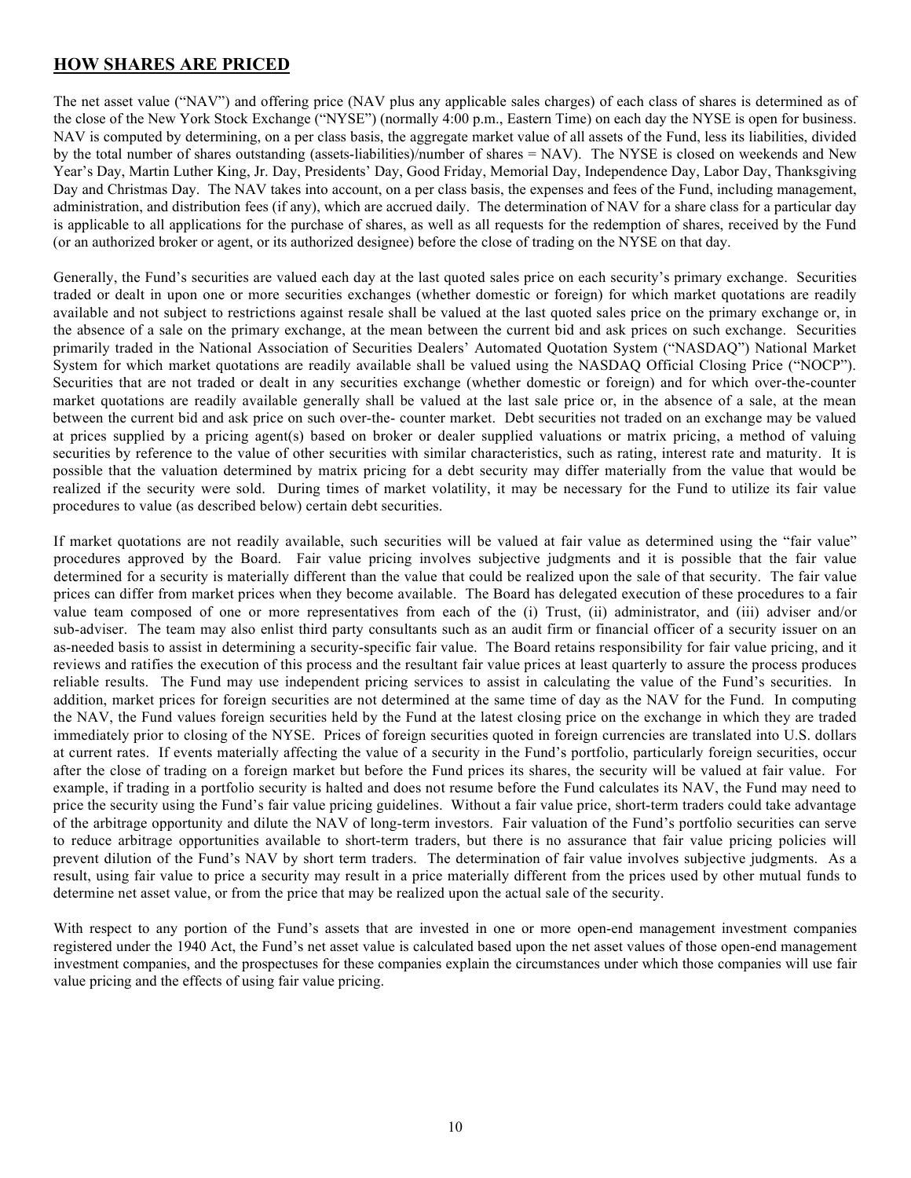## HOW SHARES ARE PRICED

The net asset value ("NAV") and offering price (NAV plus any applicable sales charges) of each class of shares is determined as of the close of the New York Stock Exchange ("NYSE") (normally 4:00 p.m., Eastern Time) on each day the NYSE is open for business. NAV is computed by determining, on a per class basis, the aggregate market value of all assets of the Fund, less its liabilities, divided by the total number of shares outstanding (assets-liabilities)/number of shares = NAV). The NYSE is closed on weekends and New Year's Day, Martin Luther King, Jr. Day, Presidents' Day, Good Friday, Memorial Day, Independence Day, Labor Day, Thanksgiving Day and Christmas Day. The NAV takes into account, on a per class basis, the expenses and fees of the Fund, including management, administration, and distribution fees (if any), which are accrued daily. The determination of NAV for a share class for a particular day is applicable to all applications for the purchase of shares, as well as all requests for the redemption of shares, received by the Fund (or an authorized broker or agent, or its authorized designee) before the close of trading on the NYSE on that day.

Generally, the Fund's securities are valued each day at the last quoted sales price on each security's primary exchange. Securities traded or dealt in upon one or more securities exchanges (whether domestic or foreign) for which market quotations are readily available and not subject to restrictions against resale shall be valued at the last quoted sales price on the primary exchange or, in the absence of a sale on the primary exchange, at the mean between the current bid and ask prices on such exchange. Securities primarily traded in the National Association of Securities Dealers' Automated Quotation System ("NASDAQ") National Market System for which market quotations are readily available shall be valued using the NASDAQ Official Closing Price ("NOCP"). Securities that are not traded or dealt in any securities exchange (whether domestic or foreign) and for which over-the-counter market quotations are readily available generally shall be valued at the last sale price or, in the absence of a sale, at the mean between the current bid and ask price on such over-the- counter market. Debt securities not traded on an exchange may be valued at prices supplied by a pricing agent(s) based on broker or dealer supplied valuations or matrix pricing, a method of valuing securities by reference to the value of other securities with similar characteristics, such as rating, interest rate and maturity. It is possible that the valuation determined by matrix pricing for a debt security may differ materially from the value that would be realized if the security were sold. During times of market volatility, it may be necessary for the Fund to utilize its fair value procedures to value (as described below) certain debt securities.

If market quotations are not readily available, such securities will be valued at fair value as determined using the "fair value" procedures approved by the Board. Fair value pricing involves subjective judgments and it is possible that the fair value determined for a security is materially different than the value that could be realized upon the sale of that security. The fair value prices can differ from market prices when they become available. The Board has delegated execution of these procedures to a fair value team composed of one or more representatives from each of the (i) Trust, (ii) administrator, and (iii) adviser and/or sub-adviser. The team may also enlist third party consultants such as an audit firm or financial officer of a security issuer on an as-needed basis to assist in determining a security-specific fair value. The Board retains responsibility for fair value pricing, and it reviews and ratifies the execution of this process and the resultant fair value prices at least quarterly to assure the process produces reliable results. The Fund may use independent pricing services to assist in calculating the value of the Fund's securities. In addition, market prices for foreign securities are not determined at the same time of day as the NAV for the Fund. In computing the NAV, the Fund values foreign securities held by the Fund at the latest closing price on the exchange in which they are traded immediately prior to closing of the NYSE. Prices of foreign securities quoted in foreign currencies are translated into U.S. dollars at current rates. If events materially affecting the value of a security in the Fund's portfolio, particularly foreign securities, occur after the close of trading on a foreign market but before the Fund prices its shares, the security will be valued at fair value. For example, if trading in a portfolio security is halted and does not resume before the Fund calculates its NAV, the Fund may need to price the security using the Fund's fair value pricing guidelines. Without a fair value price, short-term traders could take advantage of the arbitrage opportunity and dilute the NAV of long-term investors. Fair valuation of the Fund's portfolio securities can serve to reduce arbitrage opportunities available to short-term traders, but there is no assurance that fair value pricing policies will prevent dilution of the Fund's NAV by short term traders. The determination of fair value involves subjective judgments. As a result, using fair value to price a security may result in a price materially different from the prices used by other mutual funds to determine net asset value, or from the price that may be realized upon the actual sale of the security.

With respect to any portion of the Fund's assets that are invested in one or more open-end management investment companies registered under the 1940 Act, the Fund's net asset value is calculated based upon the net asset values of those open-end management investment companies, and the prospectuses for these companies explain the circumstances under which those companies will use fair value pricing and the effects of using fair value pricing.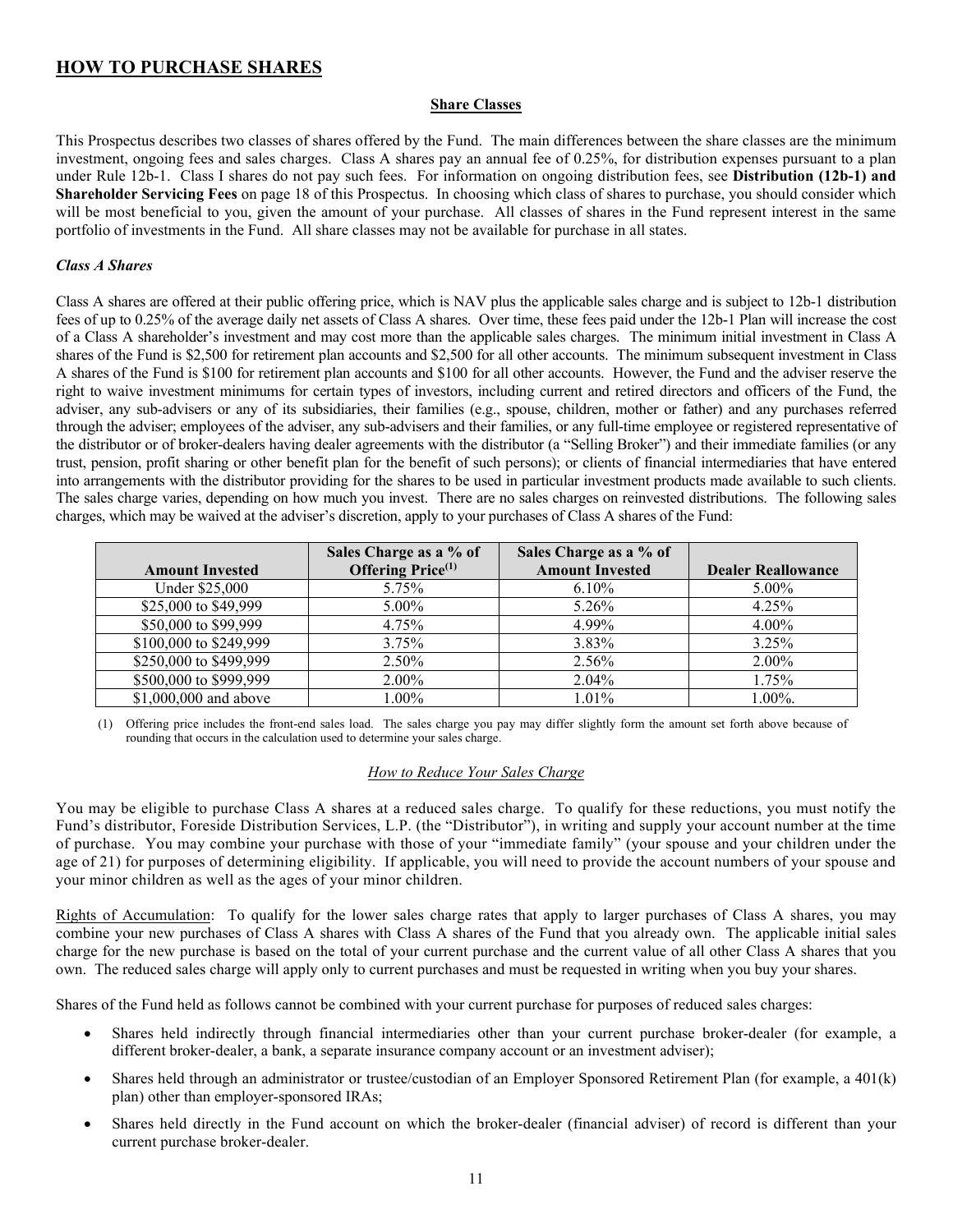## HOW TO PURCHASE SHARES

### Share Classes

This Prospectus describes two classes of shares offered by the Fund. The main differences between the share classes are the minimum investment, ongoing fees and sales charges. Class A shares pay an annual fee of 0.25%, for distribution expenses pursuant to a plan under Rule 12b-1. Class I shares do not pay such fees. For information on ongoing distribution fees, see **Distribution (12b-1) and Shareholder Servicing Fees** on page 18 of this Prospectus. In choosing which class of shares to purchase, you should consider which will be most beneficial to you, given the amount of your purchase. All classes of shares in the Fund represent interest in the same portfolio of investments in the Fund. All share classes may not be available for purchase in all states.

#### *Class A Shares*

Class A shares are offered at their public offering price, which is NAV plus the applicable sales charge and is subject to 12b-1 distribution fees of up to 0.25% of the average daily net assets of Class A shares. Over time, these fees paid under the 12b-1 Plan will increase the cost of a Class A shareholder's investment and may cost more than the applicable sales charges. The minimum initial investment in Class A shares of the Fund is $2,500 for retirement plan accounts and $2,500 for all other accounts. The minimum subsequent investment in Class A shares of the Fund is $100 for retirement plan accounts and $100 for all other accounts. However, the Fund and the adviser reserve the right to waive investment minimums for certain types of investors, including current and retired directors and officers of the Fund, the adviser, any sub-advisers or any of its subsidiaries, their families (e.g., spouse, children, mother or father) and any purchases referred through the adviser; employees of the adviser, any sub-advisers and their families, or any full-time employee or registered representative of the distributor or of broker-dealers having dealer agreements with the distributor (a "Selling Broker") and their immediate families (or any trust, pension, profit sharing or other benefit plan for the benefit of such persons); or clients of financial intermediaries that have entered into arrangements with the distributor providing for the shares to be used in particular investment products made available to such clients. The sales charge varies, depending on how much you invest. There are no sales charges on reinvested distributions. The following sales charges, which may be waived at the adviser's discretion, apply to your purchases of Class A shares of the Fund:

| Amount Invested | Sales Charge as a % of Offering Price(1) | Sales Charge as a % of Amount Invested | Dealer Reallowance |
|---|---|---|---|
| Under $25,000 | 5.75% | 6.10% | 5.00% |
| $25,000 to $49,999 | 5.00% | 5.26% | 4.25% |
| $50,000 to $99,999 | 4.75% | 4.99% | 4.00% |
| $100,000 to $249,999 | 3.75% | 3.83% | 3.25% |
| $250,000 to $499,999 | 2.50% | 2.56% | 2.00% |
| $500,000 to $999,999 | 2.00% | 2.04% | 1.75% |
| $1,000,000 and above | 1.00% | 1.01% | 1.00%. |

(1) Offering price includes the front-end sales load. The sales charge you pay may differ slightly form the amount set forth above because of rounding that occurs in the calculation used to determine your sales charge.

*How to Reduce Your Sales Charge*

You may be eligible to purchase Class A shares at a reduced sales charge. To qualify for these reductions, you must notify the Fund's distributor, Foreside Distribution Services, L.P. (the "Distributor"), in writing and supply your account number at the time of purchase. You may combine your purchase with those of your "immediate family" (your spouse and your children under the age of 21) for purposes of determining eligibility. If applicable, you will need to provide the account numbers of your spouse and your minor children as well as the ages of your minor children.

Rights of Accumulation: To qualify for the lower sales charge rates that apply to larger purchases of Class A shares, you may combine your new purchases of Class A shares with Class A shares of the Fund that you already own. The applicable initial sales charge for the new purchase is based on the total of your current purchase and the current value of all other Class A shares that you own. The reduced sales charge will apply only to current purchases and must be requested in writing when you buy your shares.

Shares of the Fund held as follows cannot be combined with your current purchase for purposes of reduced sales charges:

- Shares held indirectly through financial intermediaries other than your current purchase broker-dealer (for example, a different broker-dealer, a bank, a separate insurance company account or an investment adviser);
- Shares held through an administrator or trustee/custodian of an Employer Sponsored Retirement Plan (for example, a 401(k) plan) other than employer-sponsored IRAs;
- Shares held directly in the Fund account on which the broker-dealer (financial adviser) of record is different than your current purchase broker-dealer.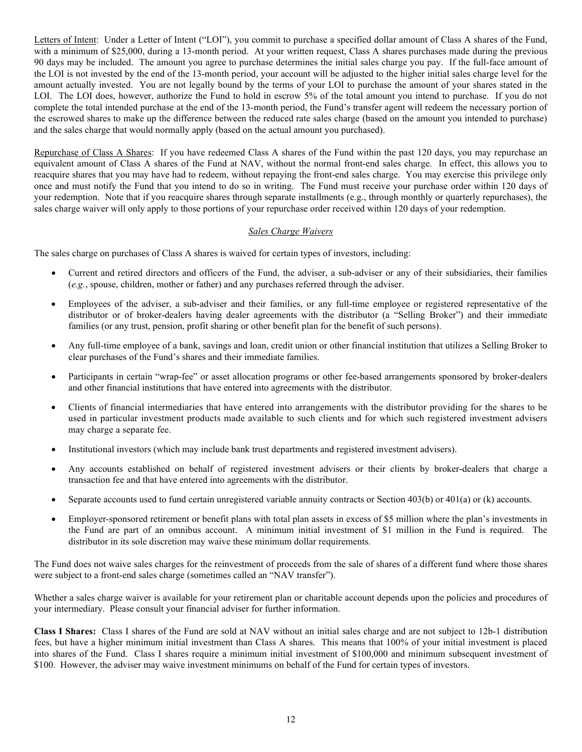Letters of Intent: Under a Letter of Intent ("LOI"), you commit to purchase a specified dollar amount of Class A shares of the Fund, with a minimum of $25,000, during a 13-month period. At your written request, Class A shares purchases made during the previous 90 days may be included. The amount you agree to purchase determines the initial sales charge you pay. If the full-face amount of the LOI is not invested by the end of the 13-month period, your account will be adjusted to the higher initial sales charge level for the amount actually invested. You are not legally bound by the terms of your LOI to purchase the amount of your shares stated in the LOI. The LOI does, however, authorize the Fund to hold in escrow 5% of the total amount you intend to purchase. If you do not complete the total intended purchase at the end of the 13-month period, the Fund's transfer agent will redeem the necessary portion of the escrowed shares to make up the difference between the reduced rate sales charge (based on the amount you intended to purchase) and the sales charge that would normally apply (based on the actual amount you purchased).

Repurchase of Class A Shares: If you have redeemed Class A shares of the Fund within the past 120 days, you may repurchase an equivalent amount of Class A shares of the Fund at NAV, without the normal front-end sales charge. In effect, this allows you to reacquire shares that you may have had to redeem, without repaying the front-end sales charge. You may exercise this privilege only once and must notify the Fund that you intend to do so in writing. The Fund must receive your purchase order within 120 days of your redemption. Note that if you reacquire shares through separate installments (e.g., through monthly or quarterly repurchases), the sales charge waiver will only apply to those portions of your repurchase order received within 120 days of your redemption.

### *Sales Charge Waivers*

The sales charge on purchases of Class A shares is waived for certain types of investors, including:

- Current and retired directors and officers of the Fund, the adviser, a sub-adviser or any of their subsidiaries, their families (*e.g.*, spouse, children, mother or father) and any purchases referred through the adviser.
- Employees of the adviser, a sub-adviser and their families, or any full-time employee or registered representative of the distributor or of broker-dealers having dealer agreements with the distributor (a "Selling Broker") and their immediate families (or any trust, pension, profit sharing or other benefit plan for the benefit of such persons).
- Any full-time employee of a bank, savings and loan, credit union or other financial institution that utilizes a Selling Broker to clear purchases of the Fund's shares and their immediate families.
- Participants in certain "wrap-fee" or asset allocation programs or other fee-based arrangements sponsored by broker-dealers and other financial institutions that have entered into agreements with the distributor.
- Clients of financial intermediaries that have entered into arrangements with the distributor providing for the shares to be used in particular investment products made available to such clients and for which such registered investment advisers may charge a separate fee.
- Institutional investors (which may include bank trust departments and registered investment advisers).
- Any accounts established on behalf of registered investment advisers or their clients by broker-dealers that charge a transaction fee and that have entered into agreements with the distributor.
- Separate accounts used to fund certain unregistered variable annuity contracts or Section 403(b) or 401(a) or (k) accounts.
- Employer-sponsored retirement or benefit plans with total plan assets in excess of $5 million where the plan's investments in the Fund are part of an omnibus account. A minimum initial investment of $1 million in the Fund is required. The distributor in its sole discretion may waive these minimum dollar requirements.

The Fund does not waive sales charges for the reinvestment of proceeds from the sale of shares of a different fund where those shares were subject to a front-end sales charge (sometimes called an "NAV transfer").

Whether a sales charge waiver is available for your retirement plan or charitable account depends upon the policies and procedures of your intermediary. Please consult your financial adviser for further information.

**Class I Shares:** Class I shares of the Fund are sold at NAV without an initial sales charge and are not subject to 12b-1 distribution fees, but have a higher minimum initial investment than Class A shares. This means that 100% of your initial investment is placed into shares of the Fund. Class I shares require a minimum initial investment of $100,000 and minimum subsequent investment of $100. However, the adviser may waive investment minimums on behalf of the Fund for certain types of investors.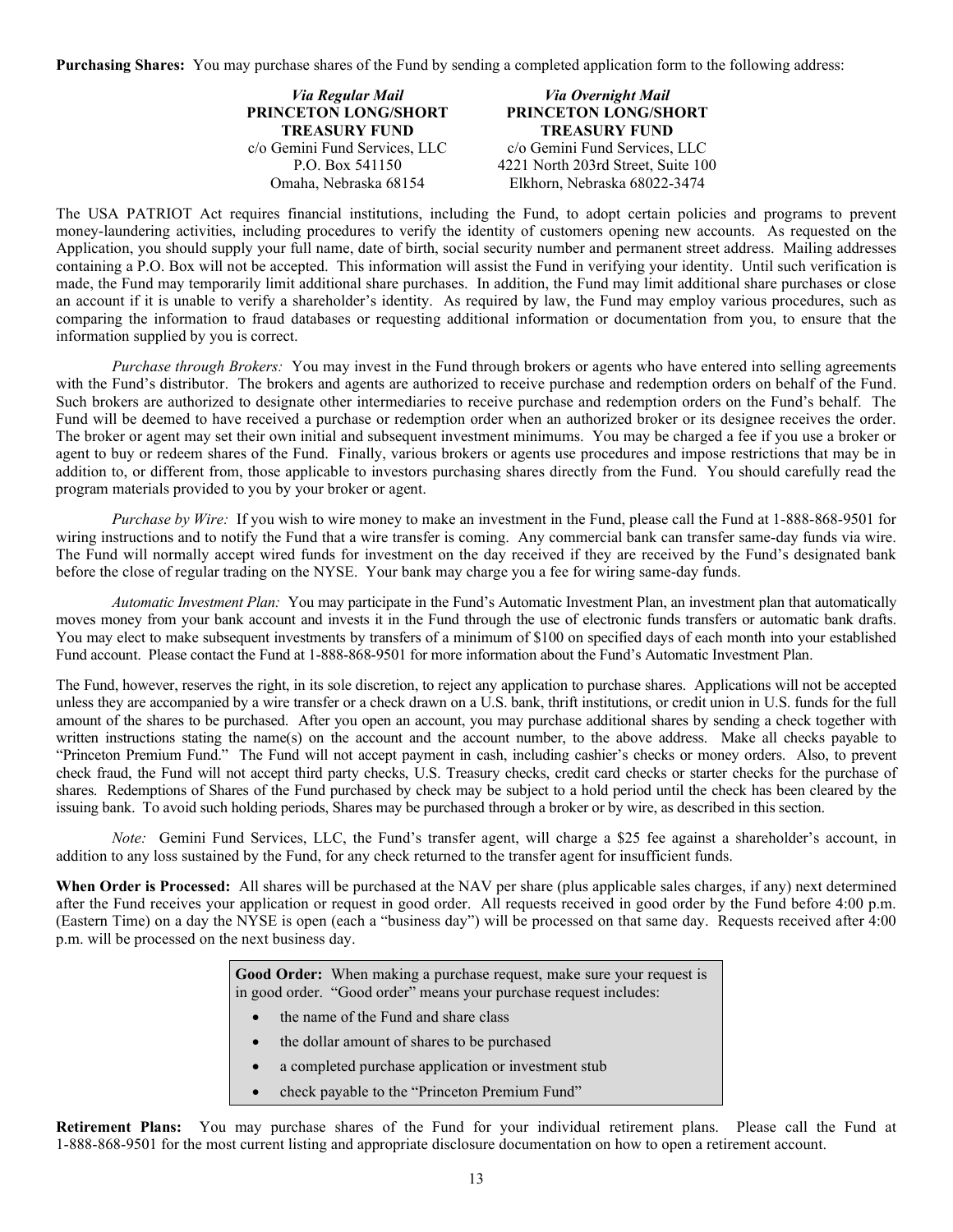**Purchasing Shares:** You may purchase shares of the Fund by sending a completed application form to the following address:

| *Via Regular Mail* | *Via Overnight Mail* |
|---|---|
| **PRINCETON LONG/SHORT TREASURY FUND** | **PRINCETON LONG/SHORT TREASURY FUND** |
| c/o Gemini Fund Services, LLC | c/o Gemini Fund Services, LLC |
| P.O. Box 541150 | 4221 North 203rd Street, Suite 100 |
| Omaha, Nebraska 68154 | Elkhorn, Nebraska 68022-3474 |

The USA PATRIOT Act requires financial institutions, including the Fund, to adopt certain policies and programs to prevent money-laundering activities, including procedures to verify the identity of customers opening new accounts. As requested on the Application, you should supply your full name, date of birth, social security number and permanent street address. Mailing addresses containing a P.O. Box will not be accepted. This information will assist the Fund in verifying your identity. Until such verification is made, the Fund may temporarily limit additional share purchases. In addition, the Fund may limit additional share purchases or close an account if it is unable to verify a shareholder's identity. As required by law, the Fund may employ various procedures, such as comparing the information to fraud databases or requesting additional information or documentation from you, to ensure that the information supplied by you is correct.

*Purchase through Brokers:* You may invest in the Fund through brokers or agents who have entered into selling agreements with the Fund's distributor. The brokers and agents are authorized to receive purchase and redemption orders on behalf of the Fund. Such brokers are authorized to designate other intermediaries to receive purchase and redemption orders on the Fund's behalf. The Fund will be deemed to have received a purchase or redemption order when an authorized broker or its designee receives the order. The broker or agent may set their own initial and subsequent investment minimums. You may be charged a fee if you use a broker or agent to buy or redeem shares of the Fund. Finally, various brokers or agents use procedures and impose restrictions that may be in addition to, or different from, those applicable to investors purchasing shares directly from the Fund. You should carefully read the program materials provided to you by your broker or agent.

*Purchase by Wire:* If you wish to wire money to make an investment in the Fund, please call the Fund at 1-888-868-9501 for wiring instructions and to notify the Fund that a wire transfer is coming. Any commercial bank can transfer same-day funds via wire. The Fund will normally accept wired funds for investment on the day received if they are received by the Fund's designated bank before the close of regular trading on the NYSE. Your bank may charge you a fee for wiring same-day funds.

*Automatic Investment Plan:* You may participate in the Fund's Automatic Investment Plan, an investment plan that automatically moves money from your bank account and invests it in the Fund through the use of electronic funds transfers or automatic bank drafts. You may elect to make subsequent investments by transfers of a minimum of $100 on specified days of each month into your established Fund account. Please contact the Fund at 1-888-868-9501 for more information about the Fund's Automatic Investment Plan.

The Fund, however, reserves the right, in its sole discretion, to reject any application to purchase shares. Applications will not be accepted unless they are accompanied by a wire transfer or a check drawn on a U.S. bank, thrift institutions, or credit union in U.S. funds for the full amount of the shares to be purchased. After you open an account, you may purchase additional shares by sending a check together with written instructions stating the name(s) on the account and the account number, to the above address. Make all checks payable to "Princeton Premium Fund." The Fund will not accept payment in cash, including cashier's checks or money orders. Also, to prevent check fraud, the Fund will not accept third party checks, U.S. Treasury checks, credit card checks or starter checks for the purchase of shares. Redemptions of Shares of the Fund purchased by check may be subject to a hold period until the check has been cleared by the issuing bank. To avoid such holding periods, Shares may be purchased through a broker or by wire, as described in this section.

*Note:* Gemini Fund Services, LLC, the Fund's transfer agent, will charge a $25 fee against a shareholder's account, in addition to any loss sustained by the Fund, for any check returned to the transfer agent for insufficient funds.

**When Order is Processed:** All shares will be purchased at the NAV per share (plus applicable sales charges, if any) next determined after the Fund receives your application or request in good order. All requests received in good order by the Fund before 4:00 p.m. (Eastern Time) on a day the NYSE is open (each a "business day") will be processed on that same day. Requests received after 4:00 p.m. will be processed on the next business day.

**Good Order:** When making a purchase request, make sure your request is in good order. "Good order" means your purchase request includes:

- the name of the Fund and share class
- the dollar amount of shares to be purchased
- a completed purchase application or investment stub
- check payable to the "Princeton Premium Fund"

**Retirement Plans:** You may purchase shares of the Fund for your individual retirement plans. Please call the Fund at 1-888-868-9501 for the most current listing and appropriate disclosure documentation on how to open a retirement account.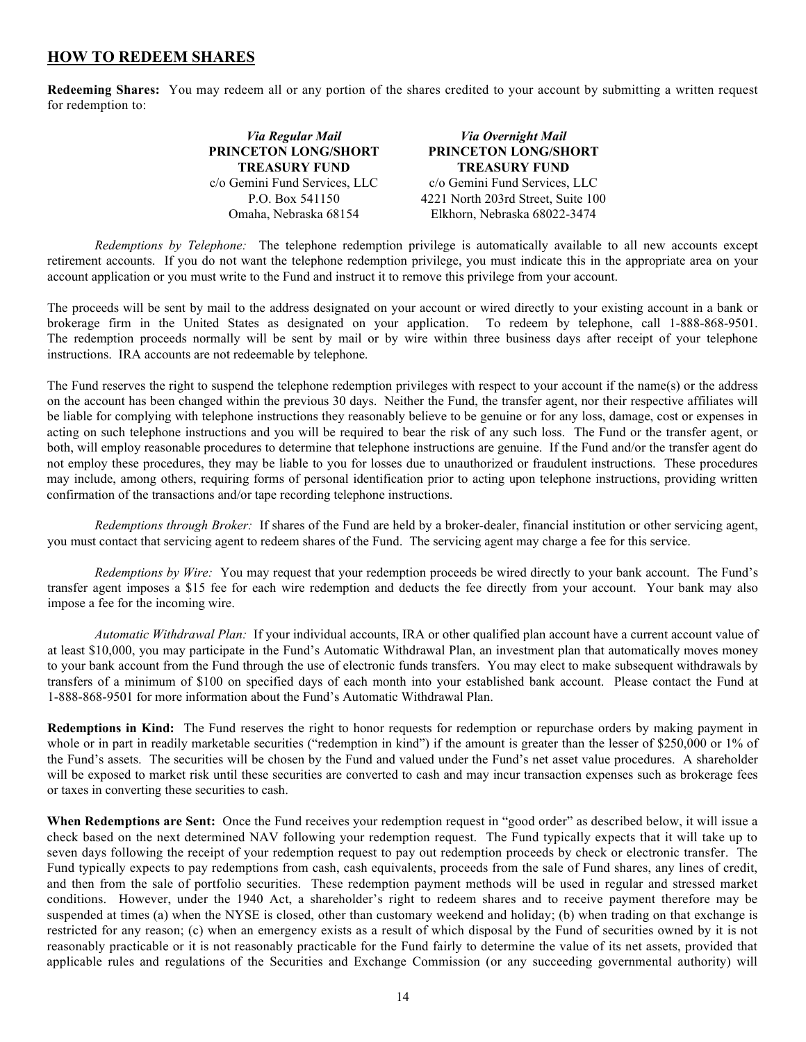## HOW TO REDEEM SHARES

**Redeeming Shares:** You may redeem all or any portion of the shares credited to your account by submitting a written request for redemption to:

| *Via Regular Mail* | *Via Overnight Mail* |
|---|---|
| **PRINCETON LONG/SHORT TREASURY FUND** | **PRINCETON LONG/SHORT TREASURY FUND** |
| c/o Gemini Fund Services, LLC | c/o Gemini Fund Services, LLC |
| P.O. Box 541150 | 4221 North 203rd Street, Suite 100 |
| Omaha, Nebraska 68154 | Elkhorn, Nebraska 68022-3474 |

*Redemptions by Telephone:* The telephone redemption privilege is automatically available to all new accounts except retirement accounts. If you do not want the telephone redemption privilege, you must indicate this in the appropriate area on your account application or you must write to the Fund and instruct it to remove this privilege from your account.

The proceeds will be sent by mail to the address designated on your account or wired directly to your existing account in a bank or brokerage firm in the United States as designated on your application. To redeem by telephone, call 1-888-868-9501. The redemption proceeds normally will be sent by mail or by wire within three business days after receipt of your telephone instructions. IRA accounts are not redeemable by telephone.

The Fund reserves the right to suspend the telephone redemption privileges with respect to your account if the name(s) or the address on the account has been changed within the previous 30 days. Neither the Fund, the transfer agent, nor their respective affiliates will be liable for complying with telephone instructions they reasonably believe to be genuine or for any loss, damage, cost or expenses in acting on such telephone instructions and you will be required to bear the risk of any such loss. The Fund or the transfer agent, or both, will employ reasonable procedures to determine that telephone instructions are genuine. If the Fund and/or the transfer agent do not employ these procedures, they may be liable to you for losses due to unauthorized or fraudulent instructions. These procedures may include, among others, requiring forms of personal identification prior to acting upon telephone instructions, providing written confirmation of the transactions and/or tape recording telephone instructions.

*Redemptions through Broker:* If shares of the Fund are held by a broker-dealer, financial institution or other servicing agent, you must contact that servicing agent to redeem shares of the Fund. The servicing agent may charge a fee for this service.

*Redemptions by Wire:* You may request that your redemption proceeds be wired directly to your bank account. The Fund's transfer agent imposes a $15 fee for each wire redemption and deducts the fee directly from your account. Your bank may also impose a fee for the incoming wire.

*Automatic Withdrawal Plan:* If your individual accounts, IRA or other qualified plan account have a current account value of at least $10,000, you may participate in the Fund's Automatic Withdrawal Plan, an investment plan that automatically moves money to your bank account from the Fund through the use of electronic funds transfers. You may elect to make subsequent withdrawals by transfers of a minimum of $100 on specified days of each month into your established bank account. Please contact the Fund at 1-888-868-9501 for more information about the Fund's Automatic Withdrawal Plan.

**Redemptions in Kind:** The Fund reserves the right to honor requests for redemption or repurchase orders by making payment in whole or in part in readily marketable securities ("redemption in kind") if the amount is greater than the lesser of $250,000 or 1% of the Fund's assets. The securities will be chosen by the Fund and valued under the Fund's net asset value procedures. A shareholder will be exposed to market risk until these securities are converted to cash and may incur transaction expenses such as brokerage fees or taxes in converting these securities to cash.

**When Redemptions are Sent:** Once the Fund receives your redemption request in "good order" as described below, it will issue a check based on the next determined NAV following your redemption request. The Fund typically expects that it will take up to seven days following the receipt of your redemption request to pay out redemption proceeds by check or electronic transfer. The Fund typically expects to pay redemptions from cash, cash equivalents, proceeds from the sale of Fund shares, any lines of credit, and then from the sale of portfolio securities. These redemption payment methods will be used in regular and stressed market conditions. However, under the 1940 Act, a shareholder's right to redeem shares and to receive payment therefore may be suspended at times (a) when the NYSE is closed, other than customary weekend and holiday; (b) when trading on that exchange is restricted for any reason; (c) when an emergency exists as a result of which disposal by the Fund of securities owned by it is not reasonably practicable or it is not reasonably practicable for the Fund fairly to determine the value of its net assets, provided that applicable rules and regulations of the Securities and Exchange Commission (or any succeeding governmental authority) will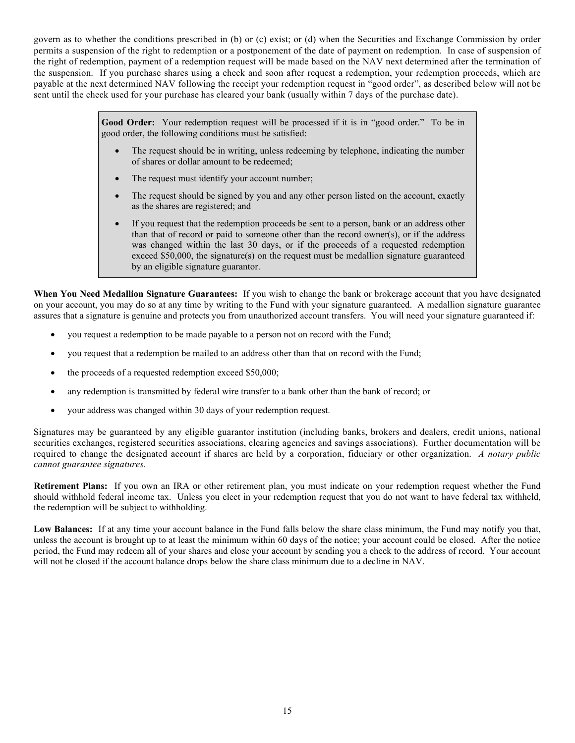govern as to whether the conditions prescribed in (b) or (c) exist; or (d) when the Securities and Exchange Commission by order permits a suspension of the right to redemption or a postponement of the date of payment on redemption. In case of suspension of the right of redemption, payment of a redemption request will be made based on the NAV next determined after the termination of the suspension. If you purchase shares using a check and soon after request a redemption, your redemption proceeds, which are payable at the next determined NAV following the receipt your redemption request in "good order", as described below will not be sent until the check used for your purchase has cleared your bank (usually within 7 days of the purchase date).

> **Good Order:** Your redemption request will be processed if it is in "good order." To be in good order, the following conditions must be satisfied:
>
> - The request should be in writing, unless redeeming by telephone, indicating the number of shares or dollar amount to be redeemed;
> - The request must identify your account number;
> - The request should be signed by you and any other person listed on the account, exactly as the shares are registered; and
> - If you request that the redemption proceeds be sent to a person, bank or an address other than that of record or paid to someone other than the record owner(s), or if the address was changed within the last 30 days, or if the proceeds of a requested redemption exceed $50,000, the signature(s) on the request must be medallion signature guaranteed by an eligible signature guarantor.

**When You Need Medallion Signature Guarantees:** If you wish to change the bank or brokerage account that you have designated on your account, you may do so at any time by writing to the Fund with your signature guaranteed. A medallion signature guarantee assures that a signature is genuine and protects you from unauthorized account transfers. You will need your signature guaranteed if:

- you request a redemption to be made payable to a person not on record with the Fund;
- you request that a redemption be mailed to an address other than that on record with the Fund;
- the proceeds of a requested redemption exceed $50,000;
- any redemption is transmitted by federal wire transfer to a bank other than the bank of record; or
- your address was changed within 30 days of your redemption request.

Signatures may be guaranteed by any eligible guarantor institution (including banks, brokers and dealers, credit unions, national securities exchanges, registered securities associations, clearing agencies and savings associations). Further documentation will be required to change the designated account if shares are held by a corporation, fiduciary or other organization. *A notary public cannot guarantee signatures.*

**Retirement Plans:** If you own an IRA or other retirement plan, you must indicate on your redemption request whether the Fund should withhold federal income tax. Unless you elect in your redemption request that you do not want to have federal tax withheld, the redemption will be subject to withholding.

**Low Balances:** If at any time your account balance in the Fund falls below the share class minimum, the Fund may notify you that, unless the account is brought up to at least the minimum within 60 days of the notice; your account could be closed. After the notice period, the Fund may redeem all of your shares and close your account by sending you a check to the address of record. Your account will not be closed if the account balance drops below the share class minimum due to a decline in NAV.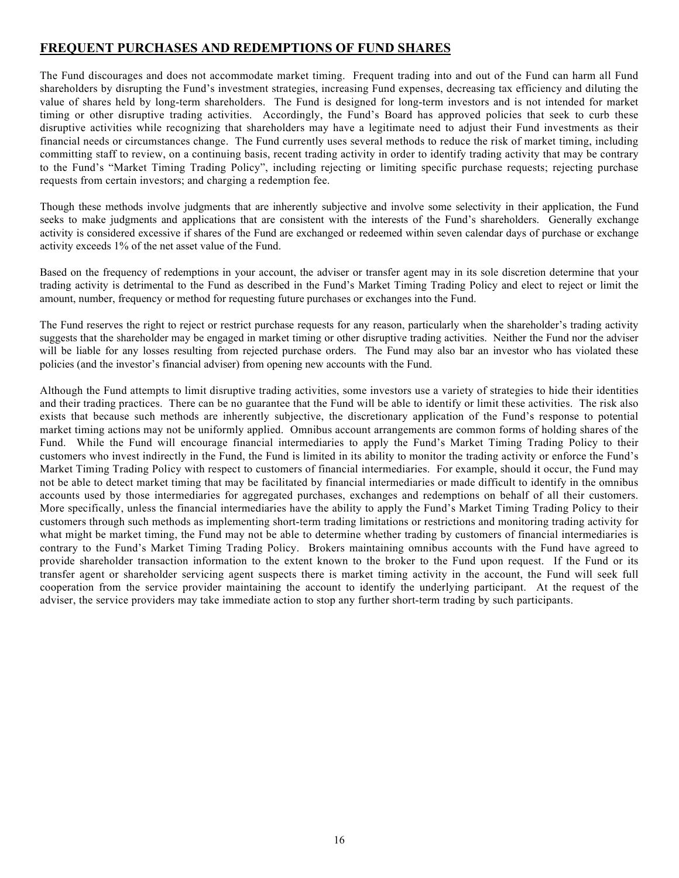## FREQUENT PURCHASES AND REDEMPTIONS OF FUND SHARES

The Fund discourages and does not accommodate market timing. Frequent trading into and out of the Fund can harm all Fund shareholders by disrupting the Fund's investment strategies, increasing Fund expenses, decreasing tax efficiency and diluting the value of shares held by long-term shareholders. The Fund is designed for long-term investors and is not intended for market timing or other disruptive trading activities. Accordingly, the Fund's Board has approved policies that seek to curb these disruptive activities while recognizing that shareholders may have a legitimate need to adjust their Fund investments as their financial needs or circumstances change. The Fund currently uses several methods to reduce the risk of market timing, including committing staff to review, on a continuing basis, recent trading activity in order to identify trading activity that may be contrary to the Fund's "Market Timing Trading Policy", including rejecting or limiting specific purchase requests; rejecting purchase requests from certain investors; and charging a redemption fee.

Though these methods involve judgments that are inherently subjective and involve some selectivity in their application, the Fund seeks to make judgments and applications that are consistent with the interests of the Fund's shareholders. Generally exchange activity is considered excessive if shares of the Fund are exchanged or redeemed within seven calendar days of purchase or exchange activity exceeds 1% of the net asset value of the Fund.

Based on the frequency of redemptions in your account, the adviser or transfer agent may in its sole discretion determine that your trading activity is detrimental to the Fund as described in the Fund's Market Timing Trading Policy and elect to reject or limit the amount, number, frequency or method for requesting future purchases or exchanges into the Fund.

The Fund reserves the right to reject or restrict purchase requests for any reason, particularly when the shareholder's trading activity suggests that the shareholder may be engaged in market timing or other disruptive trading activities. Neither the Fund nor the adviser will be liable for any losses resulting from rejected purchase orders. The Fund may also bar an investor who has violated these policies (and the investor's financial adviser) from opening new accounts with the Fund.

Although the Fund attempts to limit disruptive trading activities, some investors use a variety of strategies to hide their identities and their trading practices. There can be no guarantee that the Fund will be able to identify or limit these activities. The risk also exists that because such methods are inherently subjective, the discretionary application of the Fund's response to potential market timing actions may not be uniformly applied. Omnibus account arrangements are common forms of holding shares of the Fund. While the Fund will encourage financial intermediaries to apply the Fund's Market Timing Trading Policy to their customers who invest indirectly in the Fund, the Fund is limited in its ability to monitor the trading activity or enforce the Fund's Market Timing Trading Policy with respect to customers of financial intermediaries. For example, should it occur, the Fund may not be able to detect market timing that may be facilitated by financial intermediaries or made difficult to identify in the omnibus accounts used by those intermediaries for aggregated purchases, exchanges and redemptions on behalf of all their customers. More specifically, unless the financial intermediaries have the ability to apply the Fund's Market Timing Trading Policy to their customers through such methods as implementing short-term trading limitations or restrictions and monitoring trading activity for what might be market timing, the Fund may not be able to determine whether trading by customers of financial intermediaries is contrary to the Fund's Market Timing Trading Policy. Brokers maintaining omnibus accounts with the Fund have agreed to provide shareholder transaction information to the extent known to the broker to the Fund upon request. If the Fund or its transfer agent or shareholder servicing agent suspects there is market timing activity in the account, the Fund will seek full cooperation from the service provider maintaining the account to identify the underlying participant. At the request of the adviser, the service providers may take immediate action to stop any further short-term trading by such participants.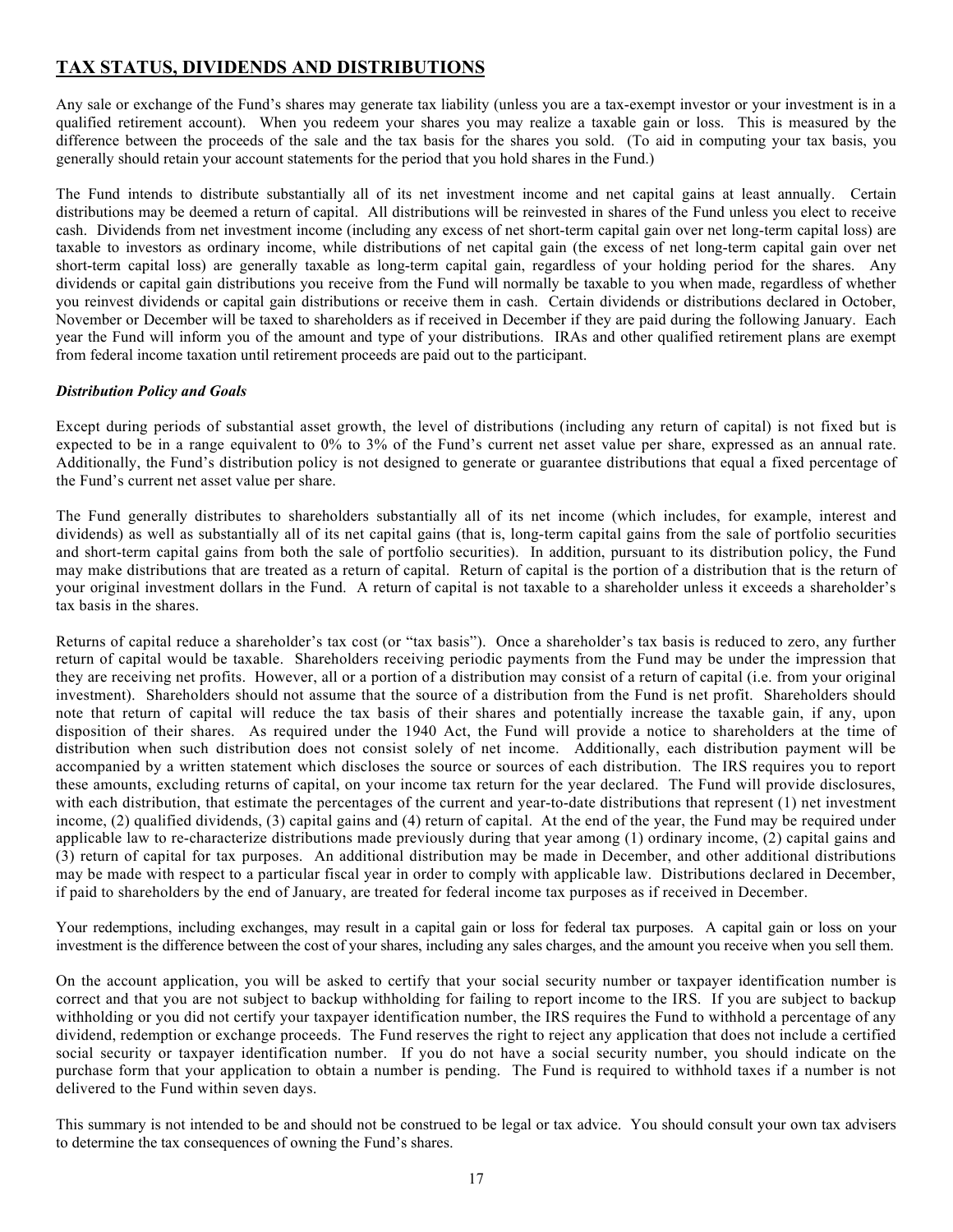## TAX STATUS, DIVIDENDS AND DISTRIBUTIONS

Any sale or exchange of the Fund's shares may generate tax liability (unless you are a tax-exempt investor or your investment is in a qualified retirement account). When you redeem your shares you may realize a taxable gain or loss. This is measured by the difference between the proceeds of the sale and the tax basis for the shares you sold. (To aid in computing your tax basis, you generally should retain your account statements for the period that you hold shares in the Fund.)

The Fund intends to distribute substantially all of its net investment income and net capital gains at least annually. Certain distributions may be deemed a return of capital. All distributions will be reinvested in shares of the Fund unless you elect to receive cash. Dividends from net investment income (including any excess of net short-term capital gain over net long-term capital loss) are taxable to investors as ordinary income, while distributions of net capital gain (the excess of net long-term capital gain over net short-term capital loss) are generally taxable as long-term capital gain, regardless of your holding period for the shares. Any dividends or capital gain distributions you receive from the Fund will normally be taxable to you when made, regardless of whether you reinvest dividends or capital gain distributions or receive them in cash. Certain dividends or distributions declared in October, November or December will be taxed to shareholders as if received in December if they are paid during the following January. Each year the Fund will inform you of the amount and type of your distributions. IRAs and other qualified retirement plans are exempt from federal income taxation until retirement proceeds are paid out to the participant.

### *Distribution Policy and Goals*

Except during periods of substantial asset growth, the level of distributions (including any return of capital) is not fixed but is expected to be in a range equivalent to 0% to 3% of the Fund's current net asset value per share, expressed as an annual rate. Additionally, the Fund's distribution policy is not designed to generate or guarantee distributions that equal a fixed percentage of the Fund's current net asset value per share.

The Fund generally distributes to shareholders substantially all of its net income (which includes, for example, interest and dividends) as well as substantially all of its net capital gains (that is, long-term capital gains from the sale of portfolio securities and short-term capital gains from both the sale of portfolio securities). In addition, pursuant to its distribution policy, the Fund may make distributions that are treated as a return of capital. Return of capital is the portion of a distribution that is the return of your original investment dollars in the Fund. A return of capital is not taxable to a shareholder unless it exceeds a shareholder's tax basis in the shares.

Returns of capital reduce a shareholder's tax cost (or "tax basis"). Once a shareholder's tax basis is reduced to zero, any further return of capital would be taxable. Shareholders receiving periodic payments from the Fund may be under the impression that they are receiving net profits. However, all or a portion of a distribution may consist of a return of capital (i.e. from your original investment). Shareholders should not assume that the source of a distribution from the Fund is net profit. Shareholders should note that return of capital will reduce the tax basis of their shares and potentially increase the taxable gain, if any, upon disposition of their shares. As required under the 1940 Act, the Fund will provide a notice to shareholders at the time of distribution when such distribution does not consist solely of net income. Additionally, each distribution payment will be accompanied by a written statement which discloses the source or sources of each distribution. The IRS requires you to report these amounts, excluding returns of capital, on your income tax return for the year declared. The Fund will provide disclosures, with each distribution, that estimate the percentages of the current and year-to-date distributions that represent (1) net investment income, (2) qualified dividends, (3) capital gains and (4) return of capital. At the end of the year, the Fund may be required under applicable law to re-characterize distributions made previously during that year among (1) ordinary income, (2) capital gains and (3) return of capital for tax purposes. An additional distribution may be made in December, and other additional distributions may be made with respect to a particular fiscal year in order to comply with applicable law. Distributions declared in December, if paid to shareholders by the end of January, are treated for federal income tax purposes as if received in December.

Your redemptions, including exchanges, may result in a capital gain or loss for federal tax purposes. A capital gain or loss on your investment is the difference between the cost of your shares, including any sales charges, and the amount you receive when you sell them.

On the account application, you will be asked to certify that your social security number or taxpayer identification number is correct and that you are not subject to backup withholding for failing to report income to the IRS. If you are subject to backup withholding or you did not certify your taxpayer identification number, the IRS requires the Fund to withhold a percentage of any dividend, redemption or exchange proceeds. The Fund reserves the right to reject any application that does not include a certified social security or taxpayer identification number. If you do not have a social security number, you should indicate on the purchase form that your application to obtain a number is pending. The Fund is required to withhold taxes if a number is not delivered to the Fund within seven days.

This summary is not intended to be and should not be construed to be legal or tax advice. You should consult your own tax advisers to determine the tax consequences of owning the Fund's shares.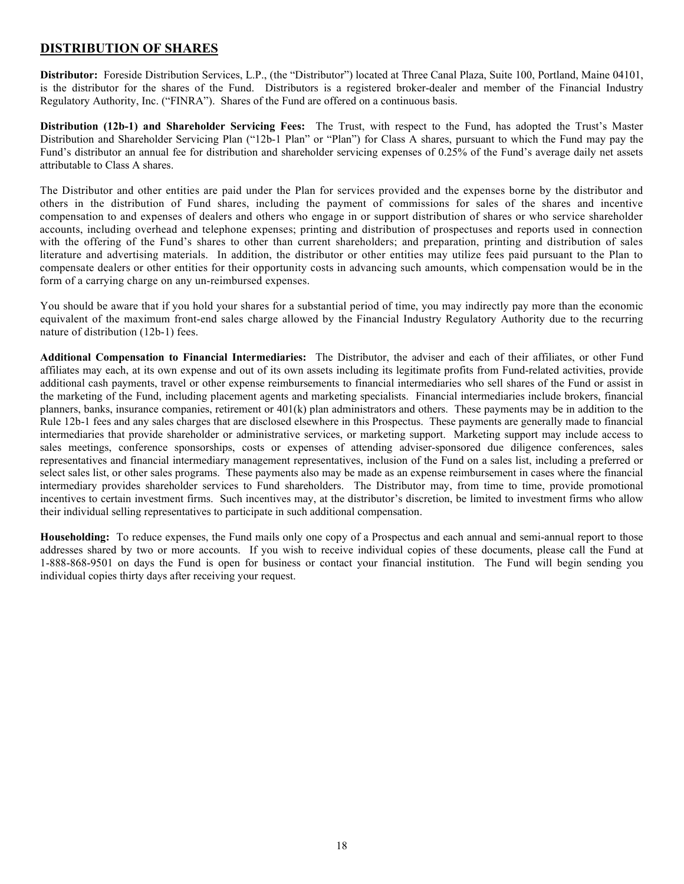## DISTRIBUTION OF SHARES

**Distributor:** Foreside Distribution Services, L.P., (the "Distributor") located at Three Canal Plaza, Suite 100, Portland, Maine 04101, is the distributor for the shares of the Fund. Distributors is a registered broker-dealer and member of the Financial Industry Regulatory Authority, Inc. ("FINRA"). Shares of the Fund are offered on a continuous basis.

**Distribution (12b-1) and Shareholder Servicing Fees:** The Trust, with respect to the Fund, has adopted the Trust's Master Distribution and Shareholder Servicing Plan ("12b-1 Plan" or "Plan") for Class A shares, pursuant to which the Fund may pay the Fund's distributor an annual fee for distribution and shareholder servicing expenses of 0.25% of the Fund's average daily net assets attributable to Class A shares.

The Distributor and other entities are paid under the Plan for services provided and the expenses borne by the distributor and others in the distribution of Fund shares, including the payment of commissions for sales of the shares and incentive compensation to and expenses of dealers and others who engage in or support distribution of shares or who service shareholder accounts, including overhead and telephone expenses; printing and distribution of prospectuses and reports used in connection with the offering of the Fund's shares to other than current shareholders; and preparation, printing and distribution of sales literature and advertising materials. In addition, the distributor or other entities may utilize fees paid pursuant to the Plan to compensate dealers or other entities for their opportunity costs in advancing such amounts, which compensation would be in the form of a carrying charge on any un-reimbursed expenses.

You should be aware that if you hold your shares for a substantial period of time, you may indirectly pay more than the economic equivalent of the maximum front-end sales charge allowed by the Financial Industry Regulatory Authority due to the recurring nature of distribution (12b-1) fees.

**Additional Compensation to Financial Intermediaries:** The Distributor, the adviser and each of their affiliates, or other Fund affiliates may each, at its own expense and out of its own assets including its legitimate profits from Fund-related activities, provide additional cash payments, travel or other expense reimbursements to financial intermediaries who sell shares of the Fund or assist in the marketing of the Fund, including placement agents and marketing specialists. Financial intermediaries include brokers, financial planners, banks, insurance companies, retirement or 401(k) plan administrators and others. These payments may be in addition to the Rule 12b-1 fees and any sales charges that are disclosed elsewhere in this Prospectus. These payments are generally made to financial intermediaries that provide shareholder or administrative services, or marketing support. Marketing support may include access to sales meetings, conference sponsorships, costs or expenses of attending adviser-sponsored due diligence conferences, sales representatives and financial intermediary management representatives, inclusion of the Fund on a sales list, including a preferred or select sales list, or other sales programs. These payments also may be made as an expense reimbursement in cases where the financial intermediary provides shareholder services to Fund shareholders. The Distributor may, from time to time, provide promotional incentives to certain investment firms. Such incentives may, at the distributor's discretion, be limited to investment firms who allow their individual selling representatives to participate in such additional compensation.

**Householding:** To reduce expenses, the Fund mails only one copy of a Prospectus and each annual and semi-annual report to those addresses shared by two or more accounts. If you wish to receive individual copies of these documents, please call the Fund at 1-888-868-9501 on days the Fund is open for business or contact your financial institution. The Fund will begin sending you individual copies thirty days after receiving your request.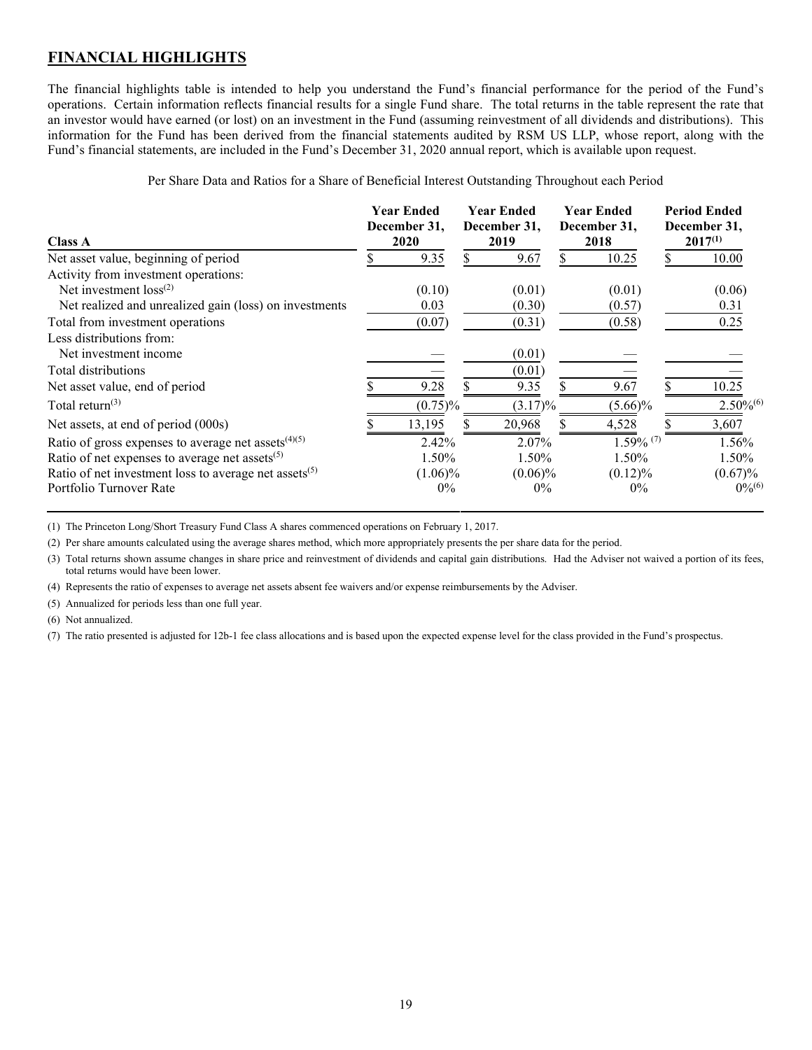## FINANCIAL HIGHLIGHTS

The financial highlights table is intended to help you understand the Fund's financial performance for the period of the Fund's operations. Certain information reflects financial results for a single Fund share. The total returns in the table represent the rate that an investor would have earned (or lost) on an investment in the Fund (assuming reinvestment of all dividends and distributions). This information for the Fund has been derived from the financial statements audited by RSM US LLP, whose report, along with the Fund's financial statements, are included in the Fund's December 31, 2020 annual report, which is available upon request.

Per Share Data and Ratios for a Share of Beneficial Interest Outstanding Throughout each Period

| Class A | Year Ended December 31, 2020 | Year Ended December 31, 2019 | Year Ended December 31, 2018 | Period Ended December 31, 2017[(1)] |
|---|---|---|---|---|
| Net asset value, beginning of period | $ 9.35 | $ 9.67 | $ 10.25 | $ 10.00 |
| Activity from investment operations: | | | | |
| Net investment loss[(2)] | (0.10) | (0.01) | (0.01) | (0.06) |
| Net realized and unrealized gain (loss) on investments | 0.03 | (0.30) | (0.57) | 0.31 |
| Total from investment operations | (0.07) | (0.31) | (0.58) | 0.25 |
| Less distributions from: | | | | |
| Net investment income | — | (0.01) | — | — |
| Total distributions | — | (0.01) | — | — |
| Net asset value, end of period | $ 9.28 | $ 9.35 | $ 9.67 | $ 10.25 |
| Total return[(3)] | (0.75)% | (3.17)% | (5.66)% | 2.50%[(6)] |
| Net assets, at end of period (000s) | $ 13,195 | $ 20,968 | $ 4,528 | $ 3,607 |
| Ratio of gross expenses to average net assets[(4)(5)] | 2.42% | 2.07% | 1.59% [(7)] | 1.56% |
| Ratio of net expenses to average net assets[(5)] | 1.50% | 1.50% | 1.50% | 1.50% |
| Ratio of net investment loss to average net assets[(5)] | (1.06)% | (0.06)% | (0.12)% | (0.67)% |
| Portfolio Turnover Rate | 0% | 0% | 0% | 0%[(6)] |

(1) The Princeton Long/Short Treasury Fund Class A shares commenced operations on February 1, 2017.

(2) Per share amounts calculated using the average shares method, which more appropriately presents the per share data for the period.

(3) Total returns shown assume changes in share price and reinvestment of dividends and capital gain distributions. Had the Adviser not waived a portion of its fees, total returns would have been lower.

(4) Represents the ratio of expenses to average net assets absent fee waivers and/or expense reimbursements by the Adviser.

(5) Annualized for periods less than one full year.

(6) Not annualized.

(7) The ratio presented is adjusted for 12b-1 fee class allocations and is based upon the expected expense level for the class provided in the Fund's prospectus.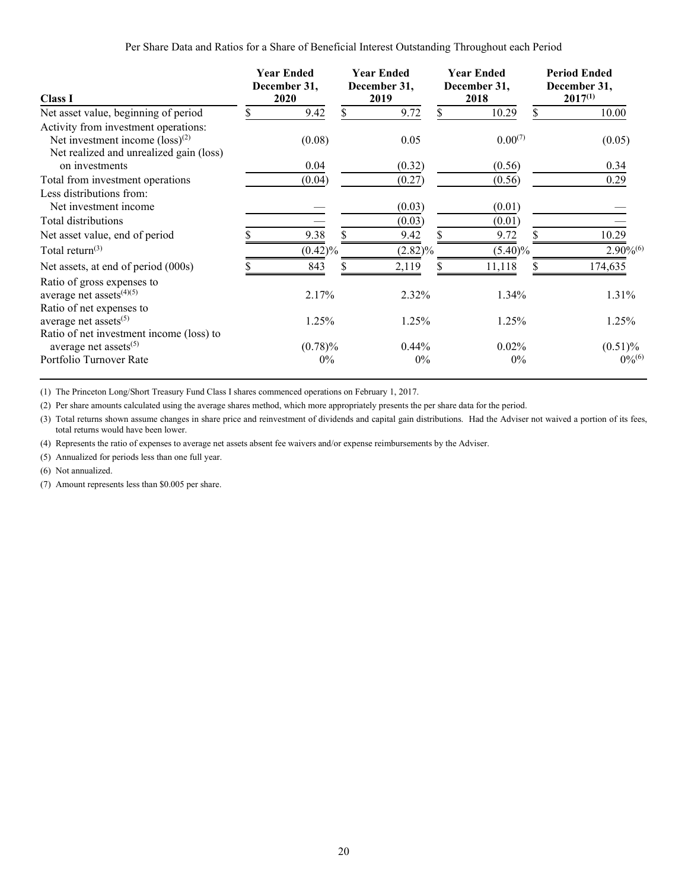Per Share Data and Ratios for a Share of Beneficial Interest Outstanding Throughout each Period

| Class I | Year Ended December 31, 2020 | Year Ended December 31, 2019 | Year Ended December 31, 2018 | Period Ended December 31, 2017[1] |
|---|---|---|---|---|
| Net asset value, beginning of period | $ 9.42 | $ 9.72 | $ 10.29 | $ 10.00 |
| Activity from investment operations: | | | | |
| Net investment income (loss)[2] | (0.08) | 0.05 | 0.00[7] | (0.05) |
| Net realized and unrealized gain (loss) on investments | 0.04 | (0.32) | (0.56) | 0.34 |
| Total from investment operations | (0.04) | (0.27) | (0.56) | 0.29 |
| Less distributions from: | | | | |
| Net investment income | — | (0.03) | (0.01) | — |
| Total distributions | — | (0.03) | (0.01) | — |
| Net asset value, end of period | $ 9.38 | $ 9.42 | $ 9.72 | $ 10.29 |
| Total return[3] | (0.42)% | (2.82)% | (5.40)% | 2.90%[6] |
| Net assets, at end of period (000s) | $ 843 | $ 2,119 | $ 11,118 | $ 174,635 |
| Ratio of gross expenses to average net assets[4][5] | 2.17% | 2.32% | 1.34% | 1.31% |
| Ratio of net expenses to average net assets[5] | 1.25% | 1.25% | 1.25% | 1.25% |
| Ratio of net investment income (loss) to average net assets[5] | (0.78)% | 0.44% | 0.02% | (0.51)% |
| Portfolio Turnover Rate | 0% | 0% | 0% | 0%[6] |

(1) The Princeton Long/Short Treasury Fund Class I shares commenced operations on February 1, 2017.

(2) Per share amounts calculated using the average shares method, which more appropriately presents the per share data for the period.

(3) Total returns shown assume changes in share price and reinvestment of dividends and capital gain distributions. Had the Adviser not waived a portion of its fees, total returns would have been lower.

(4) Represents the ratio of expenses to average net assets absent fee waivers and/or expense reimbursements by the Adviser.

(5) Annualized for periods less than one full year.

(6) Not annualized.

(7) Amount represents less than $0.005 per share.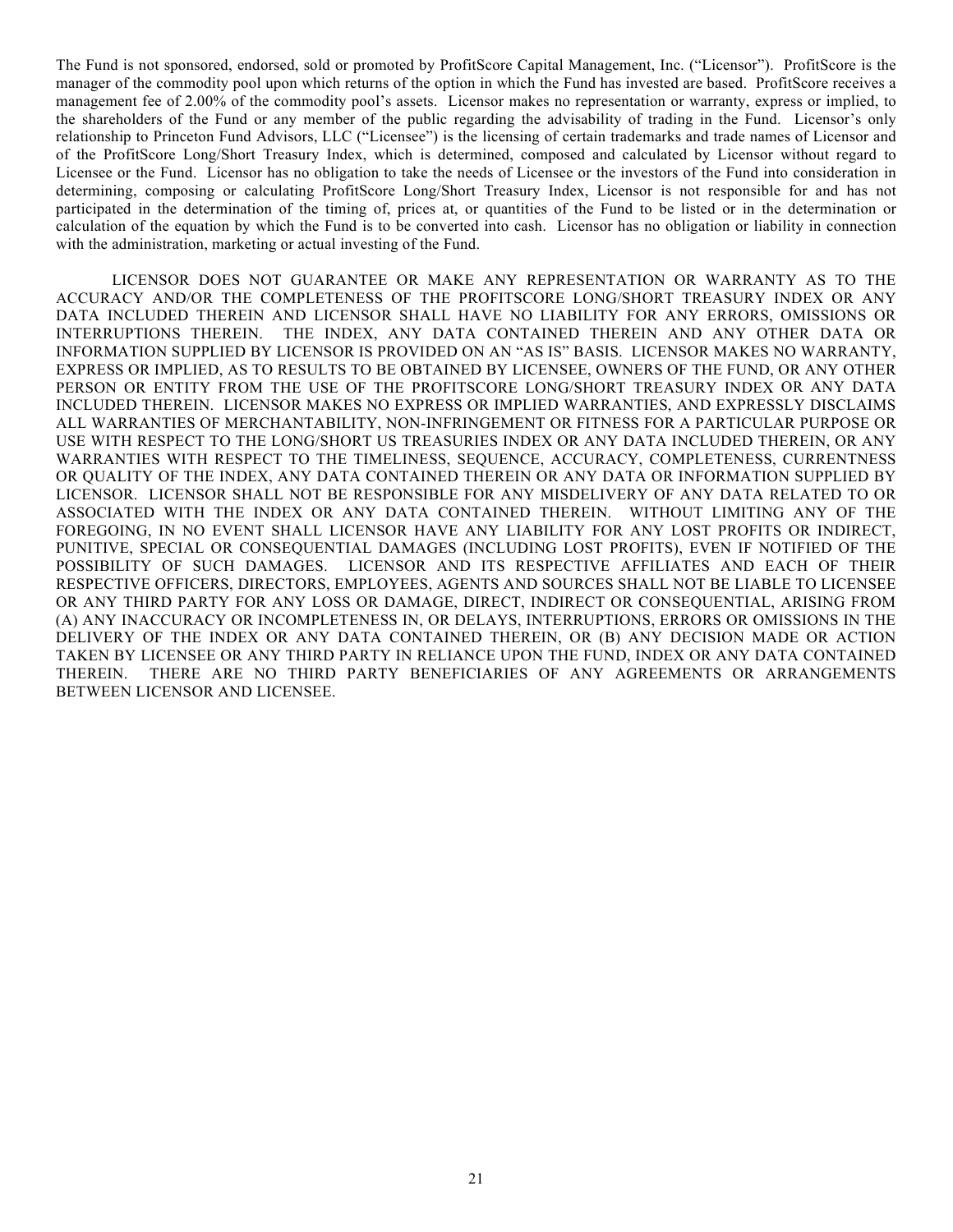The Fund is not sponsored, endorsed, sold or promoted by ProfitScore Capital Management, Inc. ("Licensor"). ProfitScore is the manager of the commodity pool upon which returns of the option in which the Fund has invested are based. ProfitScore receives a management fee of 2.00% of the commodity pool's assets. Licensor makes no representation or warranty, express or implied, to the shareholders of the Fund or any member of the public regarding the advisability of trading in the Fund. Licensor's only relationship to Princeton Fund Advisors, LLC ("Licensee") is the licensing of certain trademarks and trade names of Licensor and of the ProfitScore Long/Short Treasury Index, which is determined, composed and calculated by Licensor without regard to Licensee or the Fund. Licensor has no obligation to take the needs of Licensee or the investors of the Fund into consideration in determining, composing or calculating ProfitScore Long/Short Treasury Index, Licensor is not responsible for and has not participated in the determination of the timing of, prices at, or quantities of the Fund to be listed or in the determination or calculation of the equation by which the Fund is to be converted into cash. Licensor has no obligation or liability in connection with the administration, marketing or actual investing of the Fund.

LICENSOR DOES NOT GUARANTEE OR MAKE ANY REPRESENTATION OR WARRANTY AS TO THE ACCURACY AND/OR THE COMPLETENESS OF THE PROFITSCORE LONG/SHORT TREASURY INDEX OR ANY DATA INCLUDED THEREIN AND LICENSOR SHALL HAVE NO LIABILITY FOR ANY ERRORS, OMISSIONS OR INTERRUPTIONS THEREIN. THE INDEX, ANY DATA CONTAINED THEREIN AND ANY OTHER DATA OR INFORMATION SUPPLIED BY LICENSOR IS PROVIDED ON AN "AS IS" BASIS. LICENSOR MAKES NO WARRANTY, EXPRESS OR IMPLIED, AS TO RESULTS TO BE OBTAINED BY LICENSEE, OWNERS OF THE FUND, OR ANY OTHER PERSON OR ENTITY FROM THE USE OF THE PROFITSCORE LONG/SHORT TREASURY INDEX OR ANY DATA INCLUDED THEREIN. LICENSOR MAKES NO EXPRESS OR IMPLIED WARRANTIES, AND EXPRESSLY DISCLAIMS ALL WARRANTIES OF MERCHANTABILITY, NON-INFRINGEMENT OR FITNESS FOR A PARTICULAR PURPOSE OR USE WITH RESPECT TO THE LONG/SHORT US TREASURIES INDEX OR ANY DATA INCLUDED THEREIN, OR ANY WARRANTIES WITH RESPECT TO THE TIMELINESS, SEQUENCE, ACCURACY, COMPLETENESS, CURRENTNESS OR QUALITY OF THE INDEX, ANY DATA CONTAINED THEREIN OR ANY DATA OR INFORMATION SUPPLIED BY LICENSOR. LICENSOR SHALL NOT BE RESPONSIBLE FOR ANY MISDELIVERY OF ANY DATA RELATED TO OR ASSOCIATED WITH THE INDEX OR ANY DATA CONTAINED THEREIN. WITHOUT LIMITING ANY OF THE FOREGOING, IN NO EVENT SHALL LICENSOR HAVE ANY LIABILITY FOR ANY LOST PROFITS OR INDIRECT, PUNITIVE, SPECIAL OR CONSEQUENTIAL DAMAGES (INCLUDING LOST PROFITS), EVEN IF NOTIFIED OF THE POSSIBILITY OF SUCH DAMAGES. LICENSOR AND ITS RESPECTIVE AFFILIATES AND EACH OF THEIR RESPECTIVE OFFICERS, DIRECTORS, EMPLOYEES, AGENTS AND SOURCES SHALL NOT BE LIABLE TO LICENSEE OR ANY THIRD PARTY FOR ANY LOSS OR DAMAGE, DIRECT, INDIRECT OR CONSEQUENTIAL, ARISING FROM (A) ANY INACCURACY OR INCOMPLETENESS IN, OR DELAYS, INTERRUPTIONS, ERRORS OR OMISSIONS IN THE DELIVERY OF THE INDEX OR ANY DATA CONTAINED THEREIN, OR (B) ANY DECISION MADE OR ACTION TAKEN BY LICENSEE OR ANY THIRD PARTY IN RELIANCE UPON THE FUND, INDEX OR ANY DATA CONTAINED THEREIN. THERE ARE NO THIRD PARTY BENEFICIARIES OF ANY AGREEMENTS OR ARRANGEMENTS BETWEEN LICENSOR AND LICENSEE.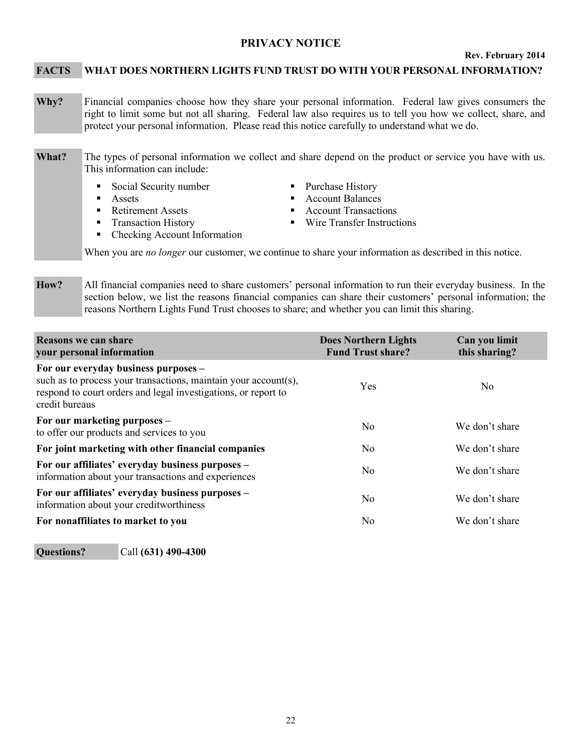# PRIVACY NOTICE

**Rev. February 2014**

**FACTS** **WHAT DOES NORTHERN LIGHTS FUND TRUST DO WITH YOUR PERSONAL INFORMATION?**

**Why?** Financial companies choose how they share your personal information. Federal law gives consumers the right to limit some but not all sharing. Federal law also requires us to tell you how we collect, share, and protect your personal information. Please read this notice carefully to understand what we do.

**What?** The types of personal information we collect and share depend on the product or service you have with us. This information can include:

- Social Security number
- Assets
- Retirement Assets
- Transaction History
- Checking Account Information
- Purchase History
- Account Balances
- Account Transactions
- Wire Transfer Instructions

When you are *no longer* our customer, we continue to share your information as described in this notice.

**How?** All financial companies need to share customers' personal information to run their everyday business. In the section below, we list the reasons financial companies can share their customers' personal information; the reasons Northern Lights Fund Trust chooses to share; and whether you can limit this sharing.

| Reasons we can share your personal information | Does Northern Lights Fund Trust share? | Can you limit this sharing? |
|---|---|---|
| **For our everyday business purposes –** such as to process your transactions, maintain your account(s), respond to court orders and legal investigations, or report to credit bureaus | Yes | No |
| **For our marketing purposes –** to offer our products and services to you | No | We don't share |
| **For joint marketing with other financial companies** | No | We don't share |
| **For our affiliates' everyday business purposes –** information about your transactions and experiences | No | We don't share |
| **For our affiliates' everyday business purposes –** information about your creditworthiness | No | We don't share |
| **For nonaffiliates to market to you** | No | We don't share |

**Questions?** Call **(631) 490-4300**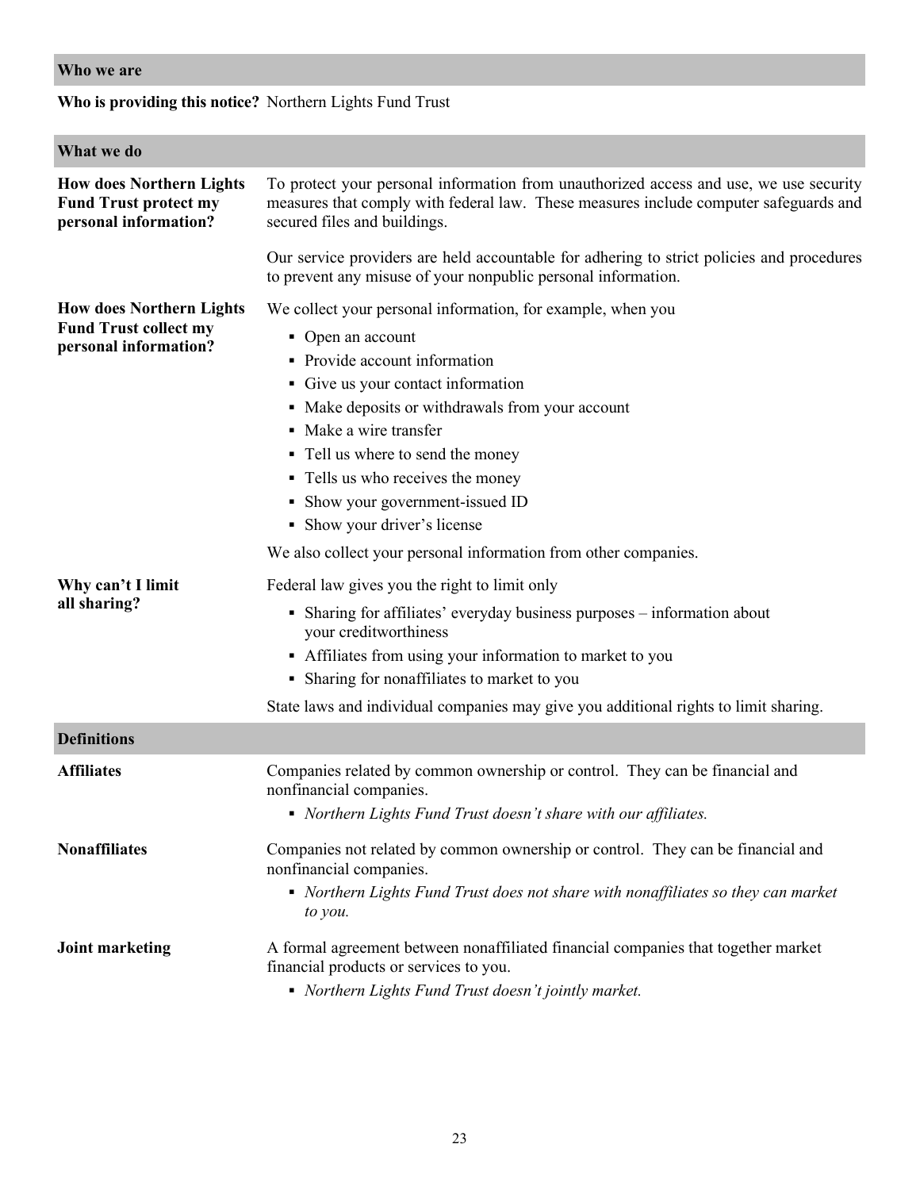| Who we are | |
|---|---|
| **Who is providing this notice?** | Northern Lights Fund Trust |

| What we do | |
|---|---|
| **How does Northern Lights Fund Trust protect my personal information?** | To protect your personal information from unauthorized access and use, we use security measures that comply with federal law. These measures include computer safeguards and secured files and buildings.<br><br>Our service providers are held accountable for adhering to strict policies and procedures to prevent any misuse of your nonpublic personal information. |
| **How does Northern Lights Fund Trust collect my personal information?** | We collect your personal information, for example, when you<br>▪ Open an account<br>▪ Provide account information<br>▪ Give us your contact information<br>▪ Make deposits or withdrawals from your account<br>▪ Make a wire transfer<br>▪ Tell us where to send the money<br>▪ Tells us who receives the money<br>▪ Show your government-issued ID<br>▪ Show your driver's license<br><br>We also collect your personal information from other companies. |
| **Why can't I limit all sharing?** | Federal law gives you the right to limit only<br>▪ Sharing for affiliates' everyday business purposes – information about your creditworthiness<br>▪ Affiliates from using your information to market to you<br>▪ Sharing for nonaffiliates to market to you<br><br>State laws and individual companies may give you additional rights to limit sharing. |

| Definitions | |
|---|---|
| **Affiliates** | Companies related by common ownership or control. They can be financial and nonfinancial companies.<br>▪ *Northern Lights Fund Trust doesn't share with our affiliates.* |
| **Nonaffiliates** | Companies not related by common ownership or control. They can be financial and nonfinancial companies.<br>▪ *Northern Lights Fund Trust does not share with nonaffiliates so they can market to you.* |
| **Joint marketing** | A formal agreement between nonaffiliated financial companies that together market financial products or services to you.<br>▪ *Northern Lights Fund Trust doesn't jointly market.* |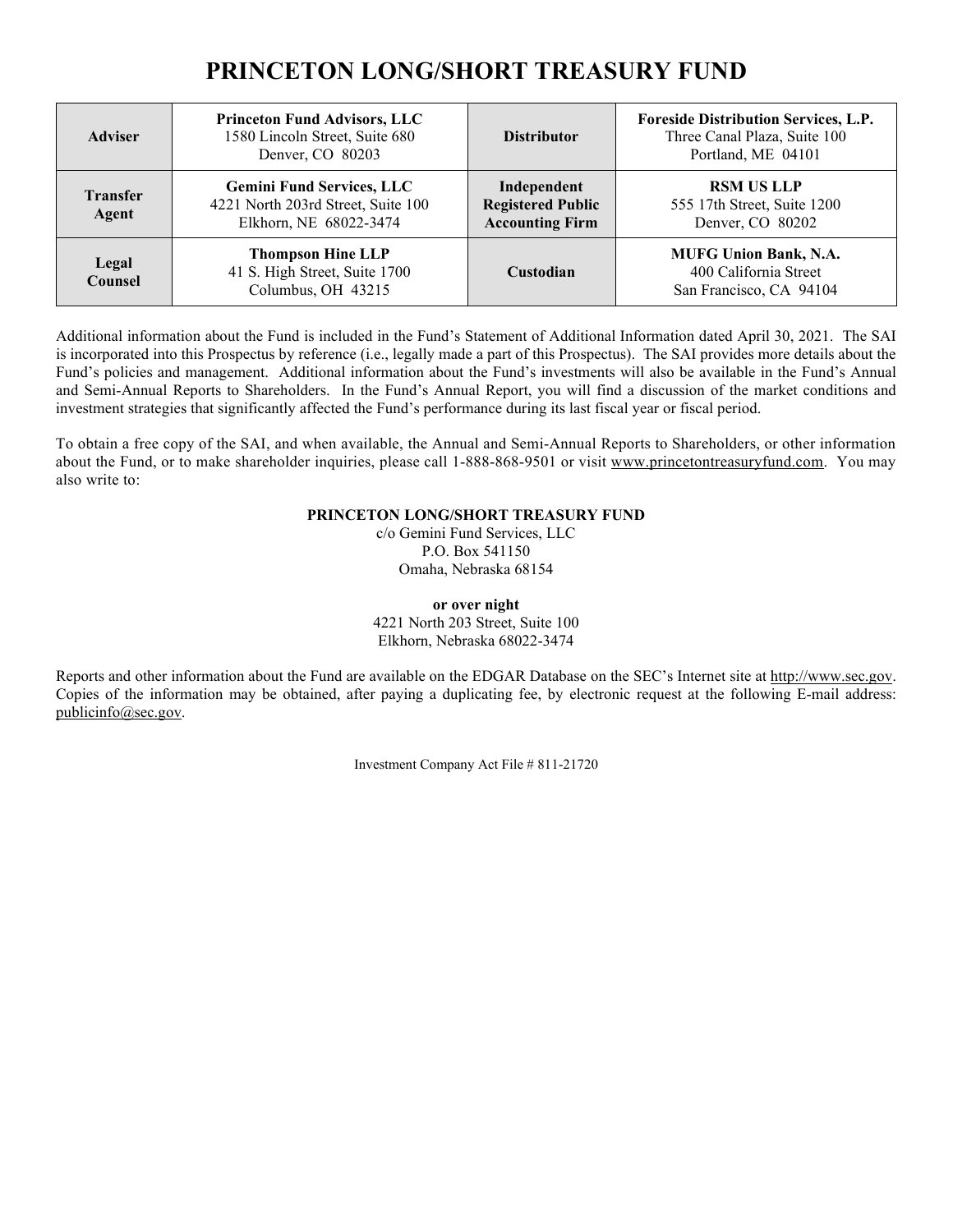# PRINCETON LONG/SHORT TREASURY FUND

| | | | |
|---|---|---|---|
| **Adviser** | **Princeton Fund Advisors, LLC**<br>1580 Lincoln Street, Suite 680<br>Denver, CO 80203 | **Distributor** | **Foreside Distribution Services, L.P.**<br>Three Canal Plaza, Suite 100<br>Portland, ME 04101 |
| **Transfer Agent** | **Gemini Fund Services, LLC**<br>4221 North 203rd Street, Suite 100<br>Elkhorn, NE 68022-3474 | **Independent Registered Public Accounting Firm** | **RSM US LLP**<br>555 17th Street, Suite 1200<br>Denver, CO 80202 |
| **Legal Counsel** | **Thompson Hine LLP**<br>41 S. High Street, Suite 1700<br>Columbus, OH 43215 | **Custodian** | **MUFG Union Bank, N.A.**<br>400 California Street<br>San Francisco, CA 94104 |

Additional information about the Fund is included in the Fund's Statement of Additional Information dated April 30, 2021. The SAI is incorporated into this Prospectus by reference (i.e., legally made a part of this Prospectus). The SAI provides more details about the Fund's policies and management. Additional information about the Fund's investments will also be available in the Fund's Annual and Semi-Annual Reports to Shareholders. In the Fund's Annual Report, you will find a discussion of the market conditions and investment strategies that significantly affected the Fund's performance during its last fiscal year or fiscal period.

To obtain a free copy of the SAI, and when available, the Annual and Semi-Annual Reports to Shareholders, or other information about the Fund, or to make shareholder inquiries, please call 1-888-868-9501 or visit www.princetontreasuryfund.com. You may also write to:

**PRINCETON LONG/SHORT TREASURY FUND**
c/o Gemini Fund Services, LLC
P.O. Box 541150
Omaha, Nebraska 68154

**or over night**
4221 North 203 Street, Suite 100
Elkhorn, Nebraska 68022-3474

Reports and other information about the Fund are available on the EDGAR Database on the SEC's Internet site at http://www.sec.gov. Copies of the information may be obtained, after paying a duplicating fee, by electronic request at the following E-mail address: publicinfo@sec.gov.

Investment Company Act File # 811-21720